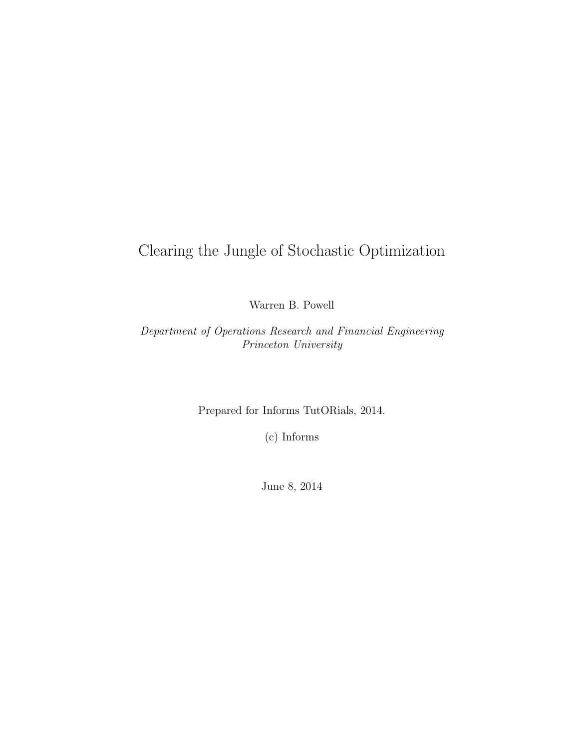# Clearing the Jungle of Stochastic Optimization

Warren B. Powell

*Department of Operations Research and Financial Engineering*
*Princeton University*

Prepared for Informs TutORials, 2014.

(c) Informs

June 8, 2014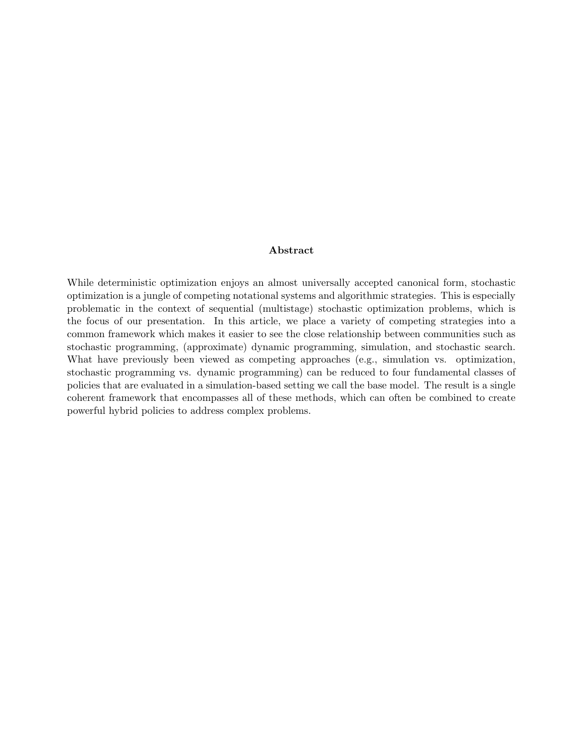## Abstract

While deterministic optimization enjoys an almost universally accepted canonical form, stochastic optimization is a jungle of competing notational systems and algorithmic strategies. This is especially problematic in the context of sequential (multistage) stochastic optimization problems, which is the focus of our presentation. In this article, we place a variety of competing strategies into a common framework which makes it easier to see the close relationship between communities such as stochastic programming, (approximate) dynamic programming, simulation, and stochastic search. What have previously been viewed as competing approaches (e.g., simulation vs. optimization, stochastic programming vs. dynamic programming) can be reduced to four fundamental classes of policies that are evaluated in a simulation-based setting we call the base model. The result is a single coherent framework that encompasses all of these methods, which can often be combined to create powerful hybrid policies to address complex problems.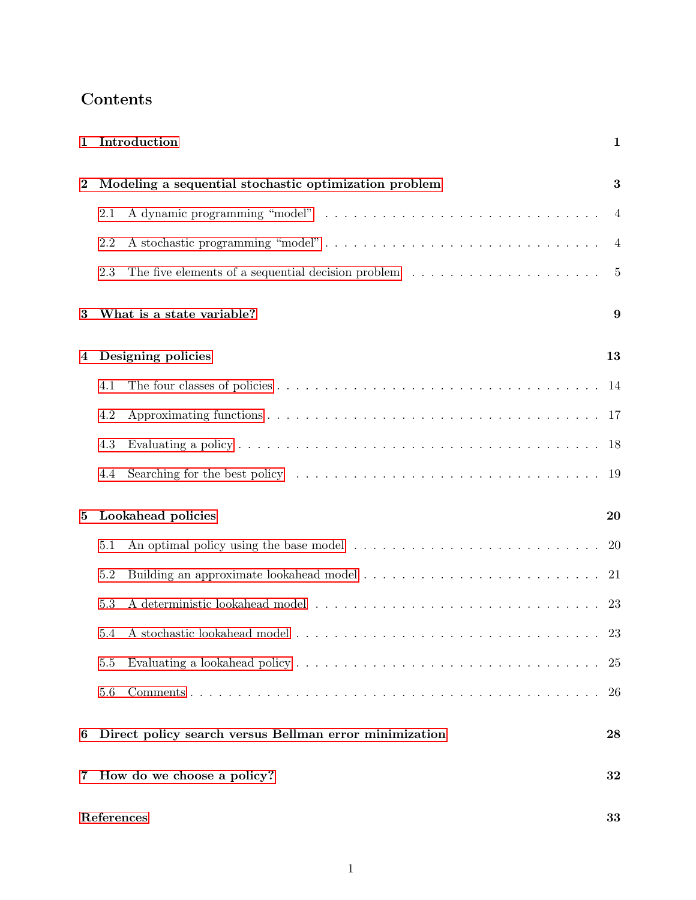# Contents

**1 Introduction** **1**

**2 Modeling a sequential stochastic optimization problem** **3**

- 2.1 A dynamic programming "model" . . . . . . . . . . . . . . . . . . . . . . . . . . . . . 4
- 2.2 A stochastic programming "model" . . . . . . . . . . . . . . . . . . . . . . . . . . . . 4
- 2.3 The five elements of a sequential decision problem . . . . . . . . . . . . . . . . . . . . 5

**3 What is a state variable?** **9**

**4 Designing policies** **13**

- 4.1 The four classes of policies . . . . . . . . . . . . . . . . . . . . . . . . . . . . . . . . . 14
- 4.2 Approximating functions . . . . . . . . . . . . . . . . . . . . . . . . . . . . . . . . . . 17
- 4.3 Evaluating a policy . . . . . . . . . . . . . . . . . . . . . . . . . . . . . . . . . . . . . 18
- 4.4 Searching for the best policy . . . . . . . . . . . . . . . . . . . . . . . . . . . . . . . . 19

**5 Lookahead policies** **20**

- 5.1 An optimal policy using the base model . . . . . . . . . . . . . . . . . . . . . . . . . . 20
- 5.2 Building an approximate lookahead model . . . . . . . . . . . . . . . . . . . . . . . . . 21
- 5.3 A deterministic lookahead model . . . . . . . . . . . . . . . . . . . . . . . . . . . . . . 23
- 5.4 A stochastic lookahead model . . . . . . . . . . . . . . . . . . . . . . . . . . . . . . . . 23
- 5.5 Evaluating a lookahead policy . . . . . . . . . . . . . . . . . . . . . . . . . . . . . . . . 25
- 5.6 Comments . . . . . . . . . . . . . . . . . . . . . . . . . . . . . . . . . . . . . . . . . . 26

**6 Direct policy search versus Bellman error minimization** **28**

**7 How do we choose a policy?** **32**

**References** **33**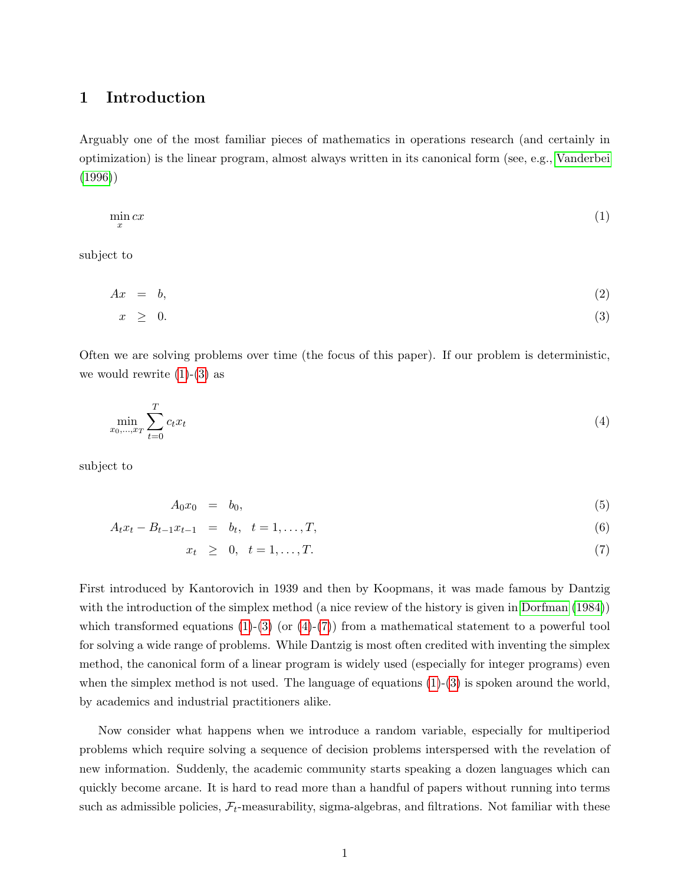# 1 Introduction

Arguably one of the most familiar pieces of mathematics in operations research (and certainly in optimization) is the linear program, almost always written in its canonical form (see, e.g., Vanderbei (1996))

$$\min_x cx \tag{1}$$

subject to

$$\begin{aligned} Ax &= b, & (2) \\ x &\geq 0. & (3) \end{aligned}$$

Often we are solving problems over time (the focus of this paper). If our problem is deterministic, we would rewrite (1)-(3) as

$$\min_{x_0,\ldots,x_T} \sum_{t=0}^{T} c_t x_t \tag{4}$$

subject to

$$\begin{aligned} A_0 x_0 &= b_0, & (5) \\ A_t x_t - B_{t-1} x_{t-1} &= b_t, \quad t = 1, \ldots, T, & (6) \\ x_t &\geq 0, \quad t = 1, \ldots, T. & (7) \end{aligned}$$

First introduced by Kantorovich in 1939 and then by Koopmans, it was made famous by Dantzig with the introduction of the simplex method (a nice review of the history is given in Dorfman (1984)) which transformed equations (1)-(3) (or (4)-(7)) from a mathematical statement to a powerful tool for solving a wide range of problems. While Dantzig is most often credited with inventing the simplex method, the canonical form of a linear program is widely used (especially for integer programs) even when the simplex method is not used. The language of equations (1)-(3) is spoken around the world, by academics and industrial practitioners alike.

Now consider what happens when we introduce a random variable, especially for multiperiod problems which require solving a sequence of decision problems interspersed with the revelation of new information. Suddenly, the academic community starts speaking a dozen languages which can quickly become arcane. It is hard to read more than a handful of papers without running into terms such as admissible policies, $\mathcal{F}_t$-measurability, sigma-algebras, and filtrations. Not familiar with these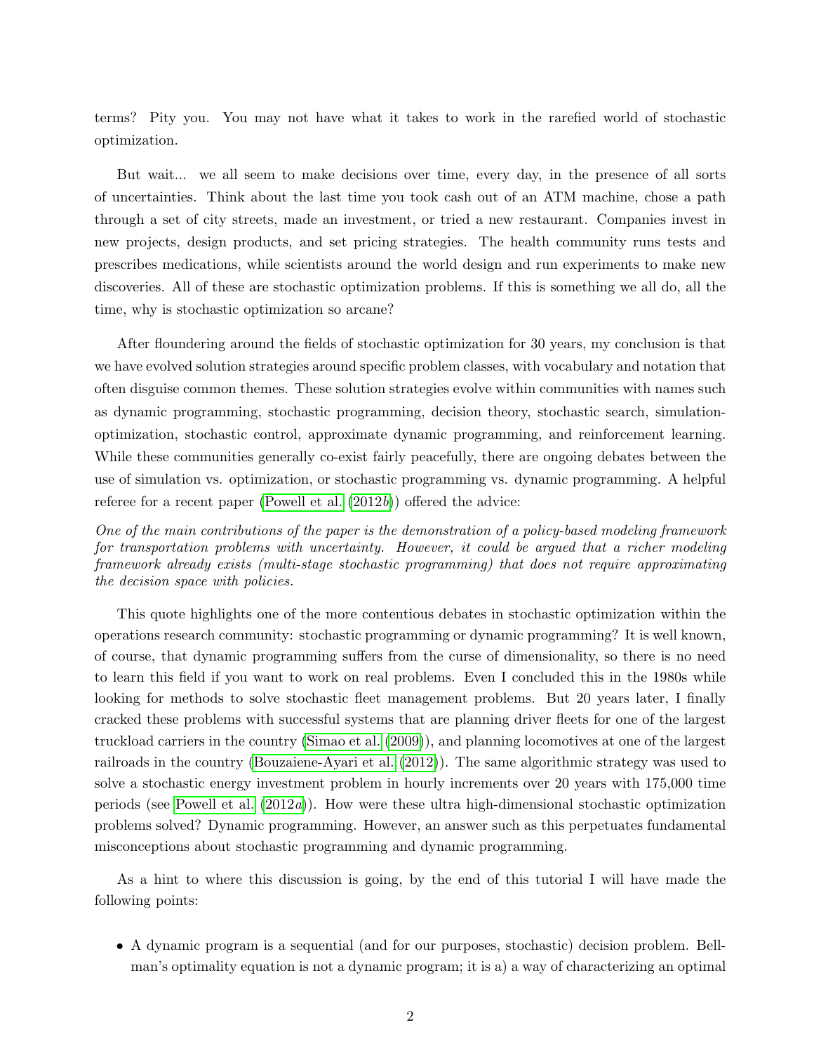terms? Pity you. You may not have what it takes to work in the rarefied world of stochastic optimization.

But wait... we all seem to make decisions over time, every day, in the presence of all sorts of uncertainties. Think about the last time you took cash out of an ATM machine, chose a path through a set of city streets, made an investment, or tried a new restaurant. Companies invest in new projects, design products, and set pricing strategies. The health community runs tests and prescribes medications, while scientists around the world design and run experiments to make new discoveries. All of these are stochastic optimization problems. If this is something we all do, all the time, why is stochastic optimization so arcane?

After floundering around the fields of stochastic optimization for 30 years, my conclusion is that we have evolved solution strategies around specific problem classes, with vocabulary and notation that often disguise common themes. These solution strategies evolve within communities with names such as dynamic programming, stochastic programming, decision theory, stochastic search, simulation-optimization, stochastic control, approximate dynamic programming, and reinforcement learning. While these communities generally co-exist fairly peacefully, there are ongoing debates between the use of simulation vs. optimization, or stochastic programming vs. dynamic programming. A helpful referee for a recent paper (Powell et al. (2012*b*)) offered the advice:

*One of the main contributions of the paper is the demonstration of a policy-based modeling framework for transportation problems with uncertainty. However, it could be argued that a richer modeling framework already exists (multi-stage stochastic programming) that does not require approximating the decision space with policies.*

This quote highlights one of the more contentious debates in stochastic optimization within the operations research community: stochastic programming or dynamic programming? It is well known, of course, that dynamic programming suffers from the curse of dimensionality, so there is no need to learn this field if you want to work on real problems. Even I concluded this in the 1980s while looking for methods to solve stochastic fleet management problems. But 20 years later, I finally cracked these problems with successful systems that are planning driver fleets for one of the largest truckload carriers in the country (Simao et al. (2009)), and planning locomotives at one of the largest railroads in the country (Bouzaiene-Ayari et al. (2012)). The same algorithmic strategy was used to solve a stochastic energy investment problem in hourly increments over 20 years with 175,000 time periods (see Powell et al. (2012*a*)). How were these ultra high-dimensional stochastic optimization problems solved? Dynamic programming. However, an answer such as this perpetuates fundamental misconceptions about stochastic programming and dynamic programming.

As a hint to where this discussion is going, by the end of this tutorial I will have made the following points:

- A dynamic program is a sequential (and for our purposes, stochastic) decision problem. Bellman's optimality equation is not a dynamic program; it is a) a way of characterizing an optimal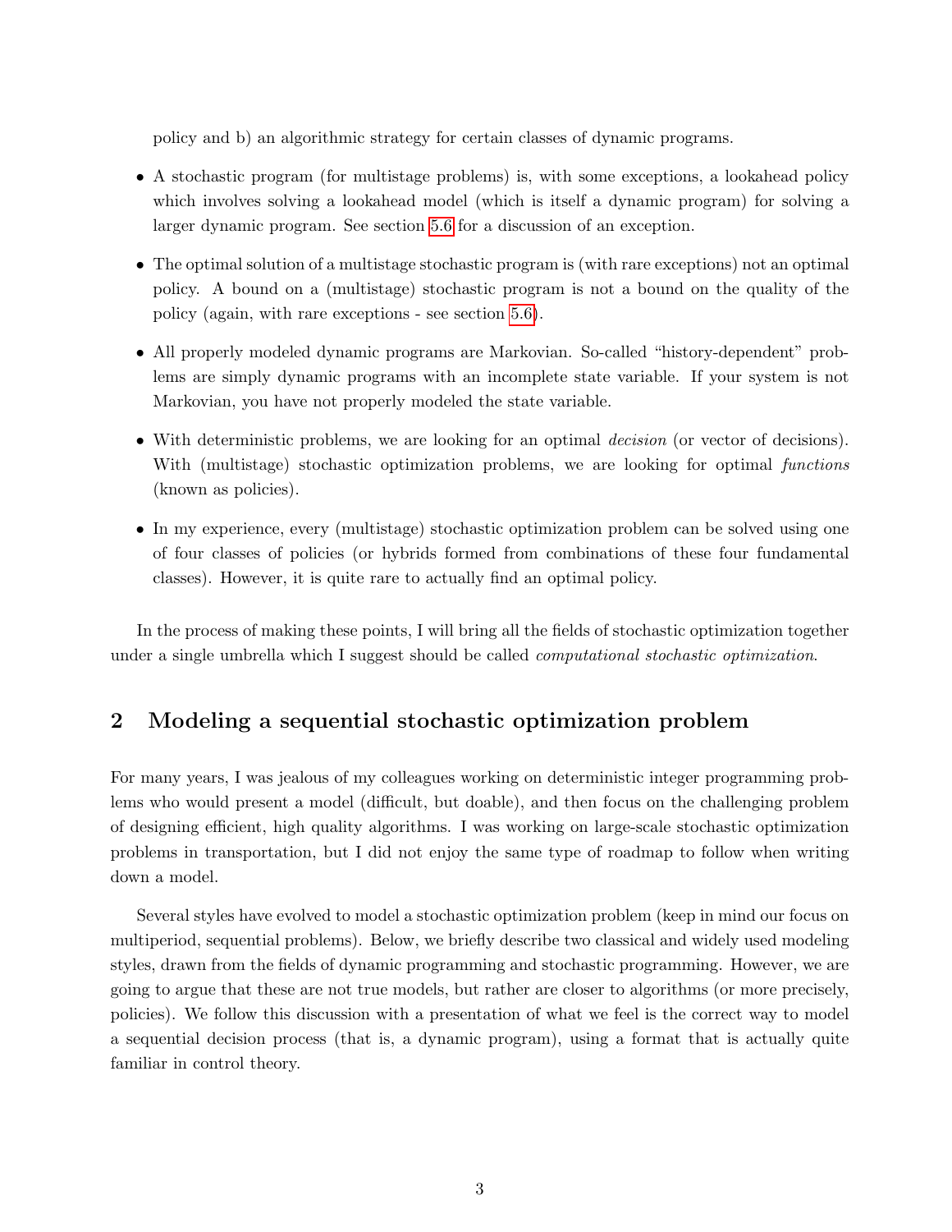policy and b) an algorithmic strategy for certain classes of dynamic programs.

- A stochastic program (for multistage problems) is, with some exceptions, a lookahead policy which involves solving a lookahead model (which is itself a dynamic program) for solving a larger dynamic program. See section 5.6 for a discussion of an exception.

- The optimal solution of a multistage stochastic program is (with rare exceptions) not an optimal policy. A bound on a (multistage) stochastic program is not a bound on the quality of the policy (again, with rare exceptions - see section 5.6).

- All properly modeled dynamic programs are Markovian. So-called "history-dependent" problems are simply dynamic programs with an incomplete state variable. If your system is not Markovian, you have not properly modeled the state variable.

- With deterministic problems, we are looking for an optimal *decision* (or vector of decisions). With (multistage) stochastic optimization problems, we are looking for optimal *functions* (known as policies).

- In my experience, every (multistage) stochastic optimization problem can be solved using one of four classes of policies (or hybrids formed from combinations of these four fundamental classes). However, it is quite rare to actually find an optimal policy.

In the process of making these points, I will bring all the fields of stochastic optimization together under a single umbrella which I suggest should be called *computational stochastic optimization*.

## 2 Modeling a sequential stochastic optimization problem

For many years, I was jealous of my colleagues working on deterministic integer programming problems who would present a model (difficult, but doable), and then focus on the challenging problem of designing efficient, high quality algorithms. I was working on large-scale stochastic optimization problems in transportation, but I did not enjoy the same type of roadmap to follow when writing down a model.

Several styles have evolved to model a stochastic optimization problem (keep in mind our focus on multiperiod, sequential problems). Below, we briefly describe two classical and widely used modeling styles, drawn from the fields of dynamic programming and stochastic programming. However, we are going to argue that these are not true models, but rather are closer to algorithms (or more precisely, policies). We follow this discussion with a presentation of what we feel is the correct way to model a sequential decision process (that is, a dynamic program), using a format that is actually quite familiar in control theory.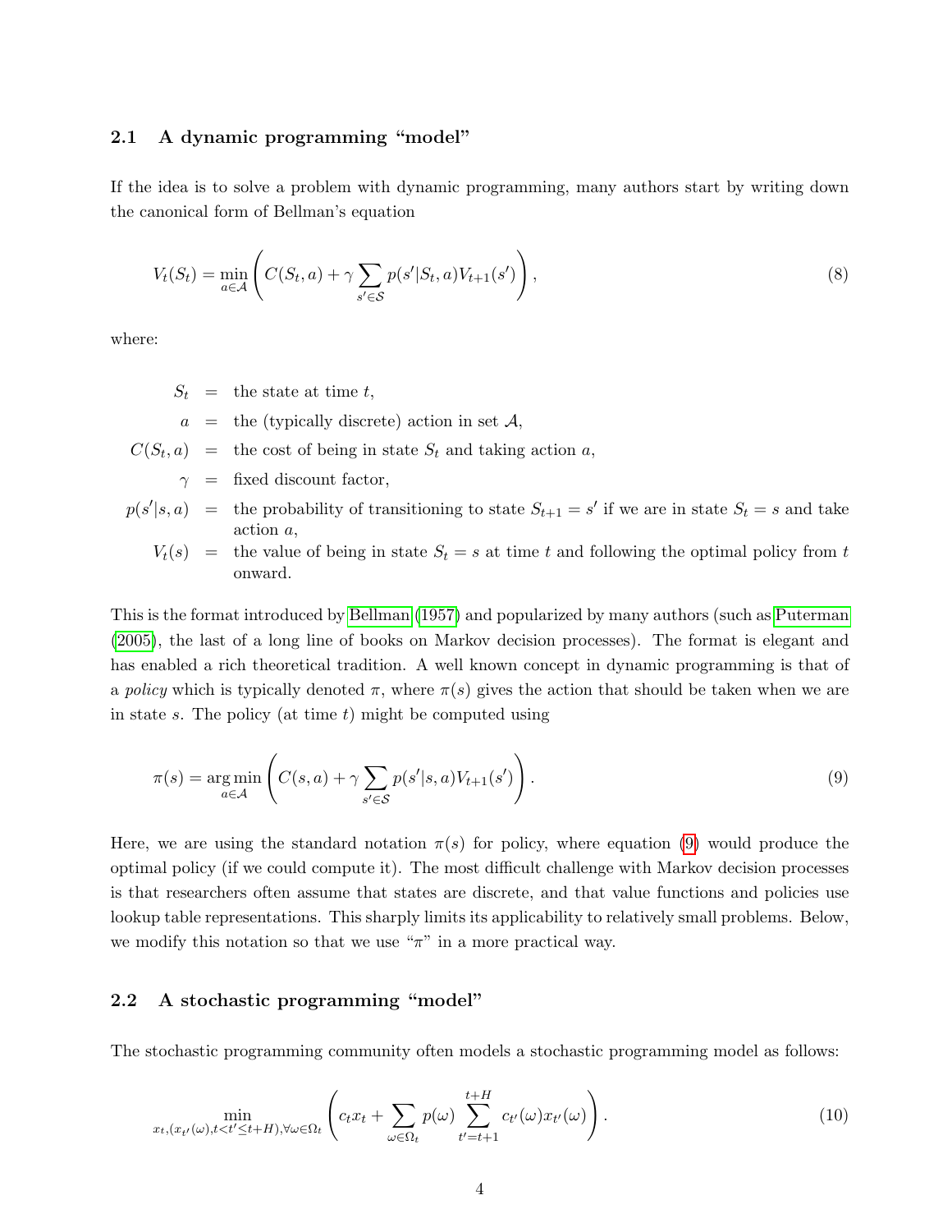### 2.1 A dynamic programming "model"

If the idea is to solve a problem with dynamic programming, many authors start by writing down the canonical form of Bellman's equation

$$V_t(S_t) = \min_{a \in \mathcal{A}} \left( C(S_t, a) + \gamma \sum_{s' \in \mathcal{S}} p(s'|S_t, a) V_{t+1}(s') \right), \tag{8}$$

where:

$S_t$ = the state at time $t$,

$a$ = the (typically discrete) action in set $\mathcal{A}$,

$C(S_t, a)$ = the cost of being in state $S_t$ and taking action $a$,

$\gamma$ = fixed discount factor,

$p(s'|s, a)$ = the probability of transitioning to state $S_{t+1} = s'$ if we are in state $S_t = s$ and take action $a$,

$V_t(s)$ = the value of being in state $S_t = s$ at time $t$ and following the optimal policy from $t$ onward.

This is the format introduced by Bellman (1957) and popularized by many authors (such as Puterman (2005), the last of a long line of books on Markov decision processes). The format is elegant and has enabled a rich theoretical tradition. A well known concept in dynamic programming is that of a *policy* which is typically denoted $\pi$, where $\pi(s)$ gives the action that should be taken when we are in state $s$. The policy (at time $t$) might be computed using

$$\pi(s) = \arg\min_{a \in \mathcal{A}} \left( C(s, a) + \gamma \sum_{s' \in \mathcal{S}} p(s'|s, a) V_{t+1}(s') \right). \tag{9}$$

Here, we are using the standard notation $\pi(s)$ for policy, where equation (9) would produce the optimal policy (if we could compute it). The most difficult challenge with Markov decision processes is that researchers often assume that states are discrete, and that value functions and policies use lookup table representations. This sharply limits its applicability to relatively small problems. Below, we modify this notation so that we use "$\pi$" in a more practical way.

### 2.2 A stochastic programming "model"

The stochastic programming community often models a stochastic programming model as follows:

$$\min_{x_t, (x_{t'}(\omega), t < t' \leq t+H), \forall \omega \in \Omega_t} \left( c_t x_t + \sum_{\omega \in \Omega_t} p(\omega) \sum_{t'=t+1}^{t+H} c_{t'}(\omega) x_{t'}(\omega) \right). \tag{10}$$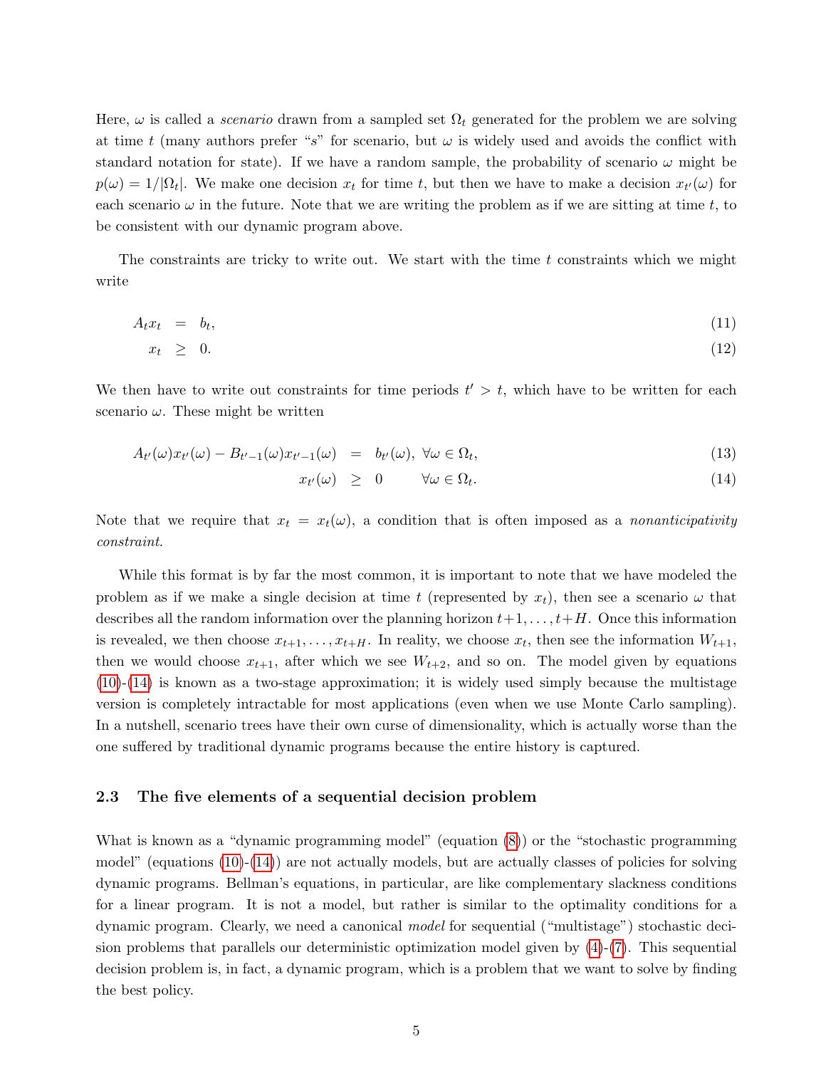Here, $\omega$ is called a *scenario* drawn from a sampled set $\Omega_t$ generated for the problem we are solving at time $t$ (many authors prefer "$s$" for scenario, but $\omega$ is widely used and avoids the conflict with standard notation for state). If we have a random sample, the probability of scenario $\omega$ might be $p(\omega) = 1/|\Omega_t|$. We make one decision $x_t$ for time $t$, but then we have to make a decision $x_{t'}(\omega)$ for each scenario $\omega$ in the future. Note that we are writing the problem as if we are sitting at time $t$, to be consistent with our dynamic program above.

The constraints are tricky to write out. We start with the time $t$ constraints which we might write

$$A_t x_t = b_t, \tag{11}$$

$$x_t \geq 0. \tag{12}$$

We then have to write out constraints for time periods $t' > t$, which have to be written for each scenario $\omega$. These might be written

$$A_{t'}(\omega)x_{t'}(\omega) - B_{t'-1}(\omega)x_{t'-1}(\omega) = b_{t'}(\omega), \;\forall \omega \in \Omega_t, \tag{13}$$

$$x_{t'}(\omega) \geq 0 \qquad \forall \omega \in \Omega_t. \tag{14}$$

Note that we require that $x_t = x_t(\omega)$, a condition that is often imposed as a *nonanticipativity constraint*.

While this format is by far the most common, it is important to note that we have modeled the problem as if we make a single decision at time $t$ (represented by $x_t$), then see a scenario $\omega$ that describes all the random information over the planning horizon $t+1, \ldots, t+H$. Once this information is revealed, we then choose $x_{t+1}, \ldots, x_{t+H}$. In reality, we choose $x_t$, then see the information $W_{t+1}$, then we would choose $x_{t+1}$, after which we see $W_{t+2}$, and so on. The model given by equations (10)-(14) is known as a two-stage approximation; it is widely used simply because the multistage version is completely intractable for most applications (even when we use Monte Carlo sampling). In a nutshell, scenario trees have their own curse of dimensionality, which is actually worse than the one suffered by traditional dynamic programs because the entire history is captured.

### 2.3 The five elements of a sequential decision problem

What is known as a "dynamic programming model" (equation (8)) or the "stochastic programming model" (equations (10)-(14)) are not actually models, but are actually classes of policies for solving dynamic programs. Bellman's equations, in particular, are like complementary slackness conditions for a linear program. It is not a model, but rather is similar to the optimality conditions for a dynamic program. Clearly, we need a canonical *model* for sequential ("multistage") stochastic decision problems that parallels our deterministic optimization model given by (4)-(7). This sequential decision problem is, in fact, a dynamic program, which is a problem that we want to solve by finding the best policy.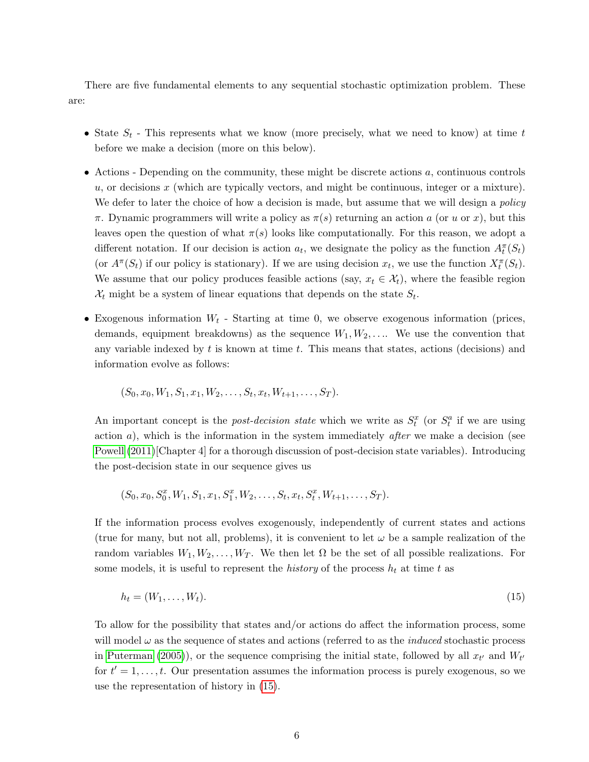There are five fundamental elements to any sequential stochastic optimization problem. These are:

- State $S_t$ - This represents what we know (more precisely, what we need to know) at time $t$ before we make a decision (more on this below).
- Actions - Depending on the community, these might be discrete actions $a$, continuous controls $u$, or decisions $x$ (which are typically vectors, and might be continuous, integer or a mixture). We defer to later the choice of how a decision is made, but assume that we will design a *policy* $\pi$. Dynamic programmers will write a policy as $\pi(s)$ returning an action $a$ (or $u$ or $x$), but this leaves open the question of what $\pi(s)$ looks like computationally. For this reason, we adopt a different notation. If our decision is action $a_t$, we designate the policy as the function $A^\pi_t(S_t)$ (or $A^\pi(S_t)$ if our policy is stationary). If we are using decision $x_t$, we use the function $X^\pi_t(S_t)$. We assume that our policy produces feasible actions (say, $x_t \in \mathcal{X}_t$), where the feasible region $\mathcal{X}_t$ might be a system of linear equations that depends on the state $S_t$.
- Exogenous information $W_t$ - Starting at time 0, we observe exogenous information (prices, demands, equipment breakdowns) as the sequence $W_1, W_2, \ldots$. We use the convention that any variable indexed by $t$ is known at time $t$. This means that states, actions (decisions) and information evolve as follows:

  $$(S_0, x_0, W_1, S_1, x_1, W_2, \ldots, S_t, x_t, W_{t+1}, \ldots, S_T).$$

  An important concept is the *post-decision state* which we write as $S^x_t$ (or $S^a_t$ if we are using action $a$), which is the information in the system immediately *after* we make a decision (see Powell (2011)[Chapter 4] for a thorough discussion of post-decision state variables). Introducing the post-decision state in our sequence gives us

  $$(S_0, x_0, S^x_0, W_1, S_1, x_1, S^x_1, W_2, \ldots, S_t, x_t, S^x_t, W_{t+1}, \ldots, S_T).$$

  If the information process evolves exogenously, independently of current states and actions (true for many, but not all, problems), it is convenient to let $\omega$ be a sample realization of the random variables $W_1, W_2, \ldots, W_T$. We then let $\Omega$ be the set of all possible realizations. For some models, it is useful to represent the *history* of the process $h_t$ at time $t$ as

  $$h_t = (W_1, \ldots, W_t). \tag{15}$$

  To allow for the possibility that states and/or actions do affect the information process, some will model $\omega$ as the sequence of states and actions (referred to as the *induced* stochastic process in Puterman (2005)), or the sequence comprising the initial state, followed by all $x_{t'}$ and $W_{t'}$ for $t' = 1, \ldots, t$. Our presentation assumes the information process is purely exogenous, so we use the representation of history in (15).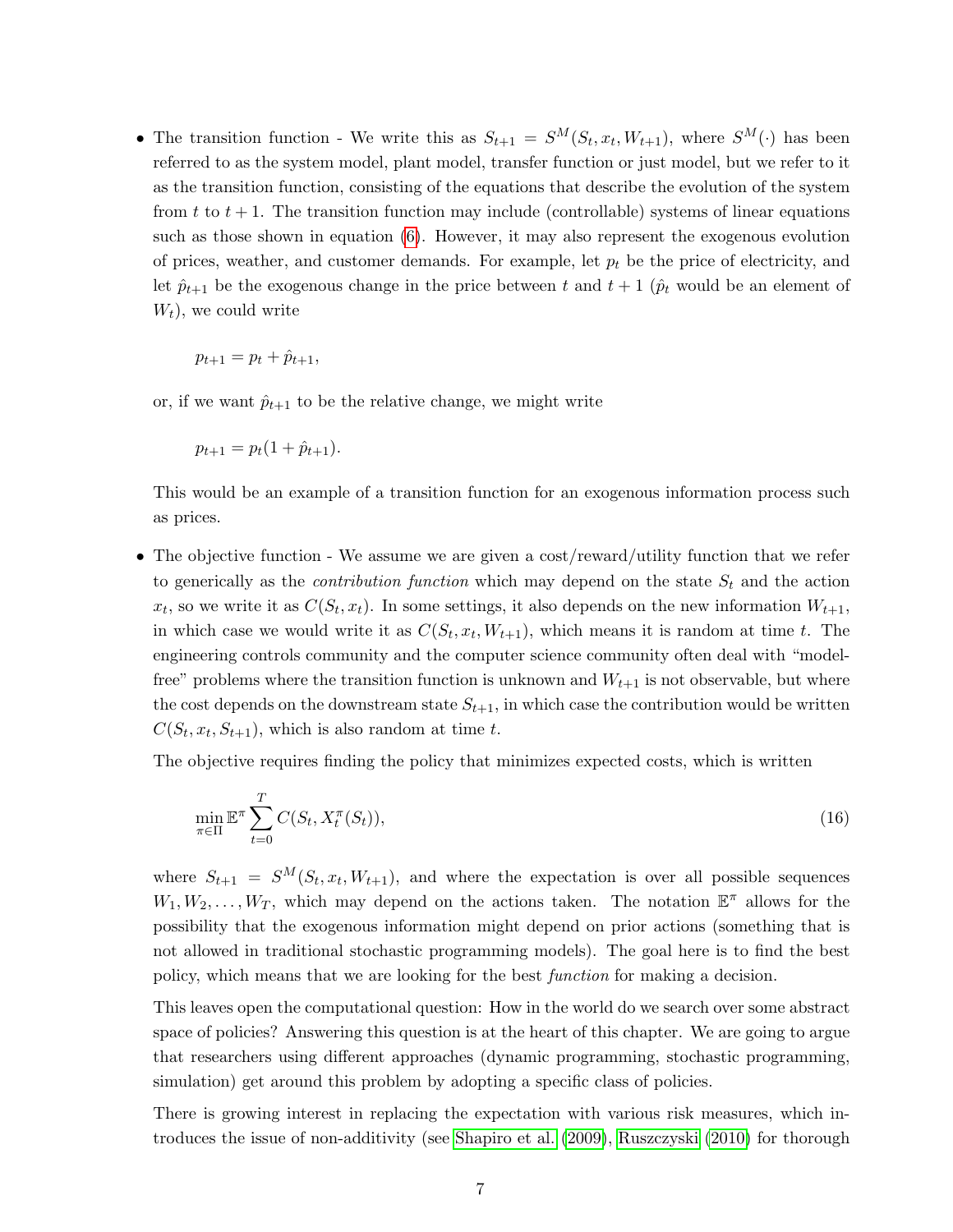- The transition function - We write this as $S_{t+1} = S^M(S_t, x_t, W_{t+1})$, where $S^M(\cdot)$ has been referred to as the system model, plant model, transfer function or just model, but we refer to it as the transition function, consisting of the equations that describe the evolution of the system from $t$ to $t+1$. The transition function may include (controllable) systems of linear equations such as those shown in equation (6). However, it may also represent the exogenous evolution of prices, weather, and customer demands. For example, let $p_t$ be the price of electricity, and let $\hat{p}_{t+1}$ be the exogenous change in the price between $t$ and $t+1$ ($\hat{p}_t$ would be an element of $W_t$), we could write

  $$p_{t+1} = p_t + \hat{p}_{t+1},$$

  or, if we want $\hat{p}_{t+1}$ to be the relative change, we might write

  $$p_{t+1} = p_t(1 + \hat{p}_{t+1}).$$

  This would be an example of a transition function for an exogenous information process such as prices.

- The objective function - We assume we are given a cost/reward/utility function that we refer to generically as the *contribution function* which may depend on the state $S_t$ and the action $x_t$, so we write it as $C(S_t, x_t)$. In some settings, it also depends on the new information $W_{t+1}$, in which case we would write it as $C(S_t, x_t, W_{t+1})$, which means it is random at time $t$. The engineering controls community and the computer science community often deal with "model-free" problems where the transition function is unknown and $W_{t+1}$ is not observable, but where the cost depends on the downstream state $S_{t+1}$, in which case the contribution would be written $C(S_t, x_t, S_{t+1})$, which is also random at time $t$.

  The objective requires finding the policy that minimizes expected costs, which is written

  $$\min_{\pi \in \Pi} \mathbb{E}^\pi \sum_{t=0}^{T} C(S_t, X_t^\pi(S_t)), \tag{16}$$

  where $S_{t+1} = S^M(S_t, x_t, W_{t+1})$, and where the expectation is over all possible sequences $W_1, W_2, \ldots, W_T$, which may depend on the actions taken. The notation $\mathbb{E}^\pi$ allows for the possibility that the exogenous information might depend on prior actions (something that is not allowed in traditional stochastic programming models). The goal here is to find the best policy, which means that we are looking for the best *function* for making a decision.

  This leaves open the computational question: How in the world do we search over some abstract space of policies? Answering this question is at the heart of this chapter. We are going to argue that researchers using different approaches (dynamic programming, stochastic programming, simulation) get around this problem by adopting a specific class of policies.

  There is growing interest in replacing the expectation with various risk measures, which introduces the issue of non-additivity (see Shapiro et al. (2009), Ruszczyski (2010) for thorough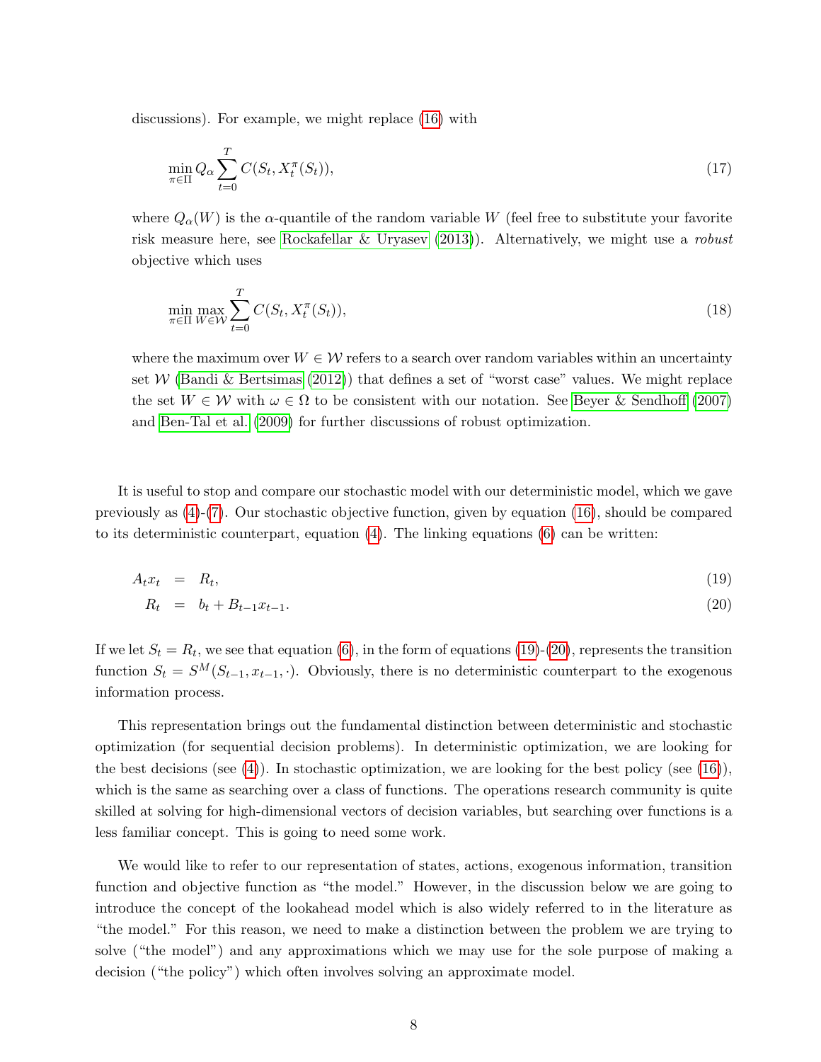discussions). For example, we might replace (16) with

$$\min_{\pi \in \Pi} Q_\alpha \sum_{t=0}^{T} C(S_t, X_t^\pi(S_t)), \tag{17}$$

where $Q_\alpha(W)$ is the $\alpha$-quantile of the random variable $W$ (feel free to substitute your favorite risk measure here, see Rockafellar & Uryasev (2013)). Alternatively, we might use a *robust* objective which uses

$$\min_{\pi \in \Pi} \max_{W \in \mathcal{W}} \sum_{t=0}^{T} C(S_t, X_t^\pi(S_t)), \tag{18}$$

where the maximum over $W \in \mathcal{W}$ refers to a search over random variables within an uncertainty set $\mathcal{W}$ (Bandi & Bertsimas (2012)) that defines a set of "worst case" values. We might replace the set $W \in \mathcal{W}$ with $\omega \in \Omega$ to be consistent with our notation. See Beyer & Sendhoff (2007) and Ben-Tal et al. (2009) for further discussions of robust optimization.

It is useful to stop and compare our stochastic model with our deterministic model, which we gave previously as (4)-(7). Our stochastic objective function, given by equation (16), should be compared to its deterministic counterpart, equation (4). The linking equations (6) can be written:

$$A_t x_t = R_t, \tag{19}$$

$$R_t = b_t + B_{t-1} x_{t-1}. \tag{20}$$

If we let $S_t = R_t$, we see that equation (6), in the form of equations (19)-(20), represents the transition function $S_t = S^M(S_{t-1}, x_{t-1}, \cdot)$. Obviously, there is no deterministic counterpart to the exogenous information process.

This representation brings out the fundamental distinction between deterministic and stochastic optimization (for sequential decision problems). In deterministic optimization, we are looking for the best decisions (see (4)). In stochastic optimization, we are looking for the best policy (see (16)), which is the same as searching over a class of functions. The operations research community is quite skilled at solving for high-dimensional vectors of decision variables, but searching over functions is a less familiar concept. This is going to need some work.

We would like to refer to our representation of states, actions, exogenous information, transition function and objective function as "the model." However, in the discussion below we are going to introduce the concept of the lookahead model which is also widely referred to in the literature as "the model." For this reason, we need to make a distinction between the problem we are trying to solve ("the model") and any approximations which we may use for the sole purpose of making a decision ("the policy") which often involves solving an approximate model.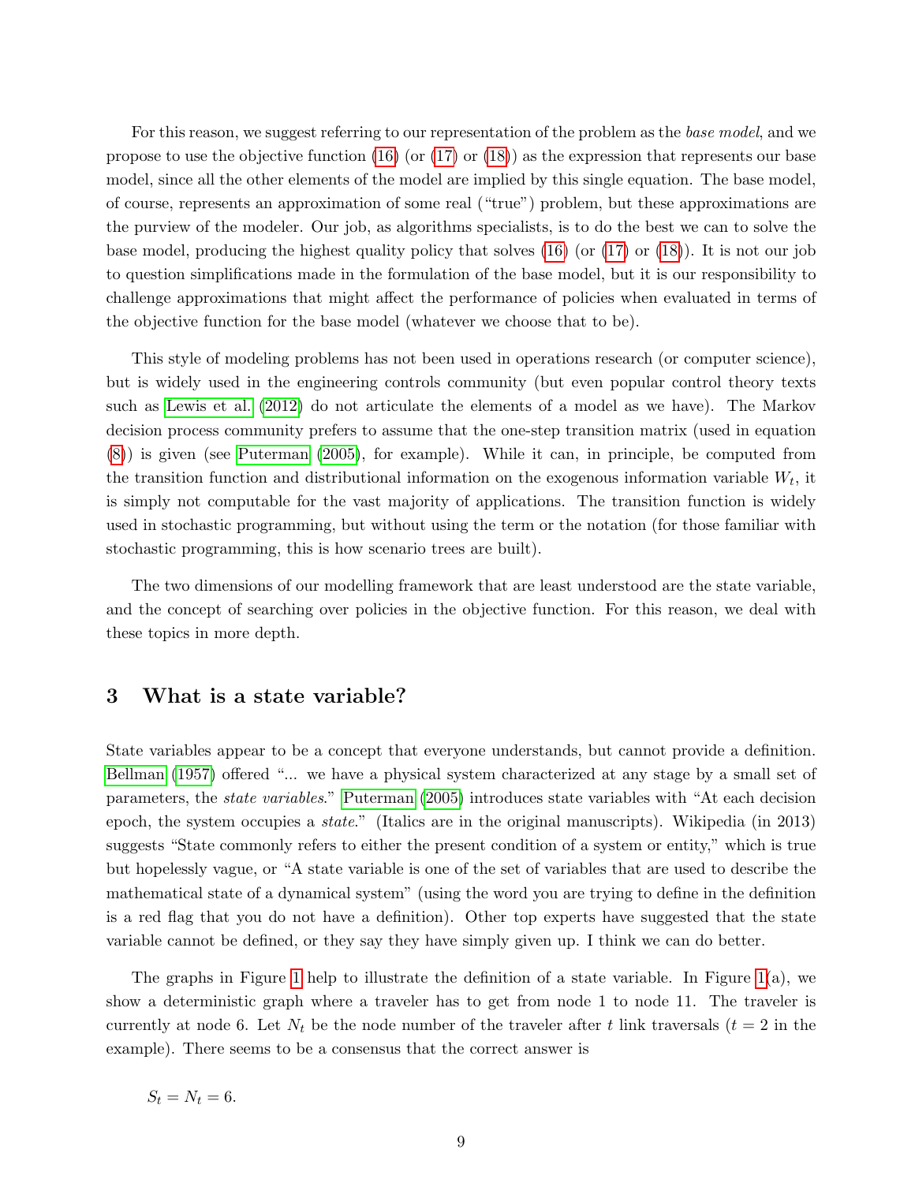For this reason, we suggest referring to our representation of the problem as the *base model*, and we propose to use the objective function (16) (or (17) or (18)) as the expression that represents our base model, since all the other elements of the model are implied by this single equation. The base model, of course, represents an approximation of some real ("true") problem, but these approximations are the purview of the modeler. Our job, as algorithms specialists, is to do the best we can to solve the base model, producing the highest quality policy that solves (16) (or (17) or (18)). It is not our job to question simplifications made in the formulation of the base model, but it is our responsibility to challenge approximations that might affect the performance of policies when evaluated in terms of the objective function for the base model (whatever we choose that to be).

This style of modeling problems has not been used in operations research (or computer science), but is widely used in the engineering controls community (but even popular control theory texts such as Lewis et al. (2012) do not articulate the elements of a model as we have). The Markov decision process community prefers to assume that the one-step transition matrix (used in equation (8)) is given (see Puterman (2005), for example). While it can, in principle, be computed from the transition function and distributional information on the exogenous information variable $W_t$, it is simply not computable for the vast majority of applications. The transition function is widely used in stochastic programming, but without using the term or the notation (for those familiar with stochastic programming, this is how scenario trees are built).

The two dimensions of our modelling framework that are least understood are the state variable, and the concept of searching over policies in the objective function. For this reason, we deal with these topics in more depth.

## 3 What is a state variable?

State variables appear to be a concept that everyone understands, but cannot provide a definition. Bellman (1957) offered "... we have a physical system characterized at any stage by a small set of parameters, the *state variables*." Puterman (2005) introduces state variables with "At each decision epoch, the system occupies a *state*." (Italics are in the original manuscripts). Wikipedia (in 2013) suggests "State commonly refers to either the present condition of a system or entity," which is true but hopelessly vague, or "A state variable is one of the set of variables that are used to describe the mathematical state of a dynamical system" (using the word you are trying to define in the definition is a red flag that you do not have a definition). Other top experts have suggested that the state variable cannot be defined, or they say they have simply given up. I think we can do better.

The graphs in Figure 1 help to illustrate the definition of a state variable. In Figure 1(a), we show a deterministic graph where a traveler has to get from node 1 to node 11. The traveler is currently at node 6. Let $N_t$ be the node number of the traveler after $t$ link traversals ($t = 2$ in the example). There seems to be a consensus that the correct answer is

$$S_t = N_t = 6.$$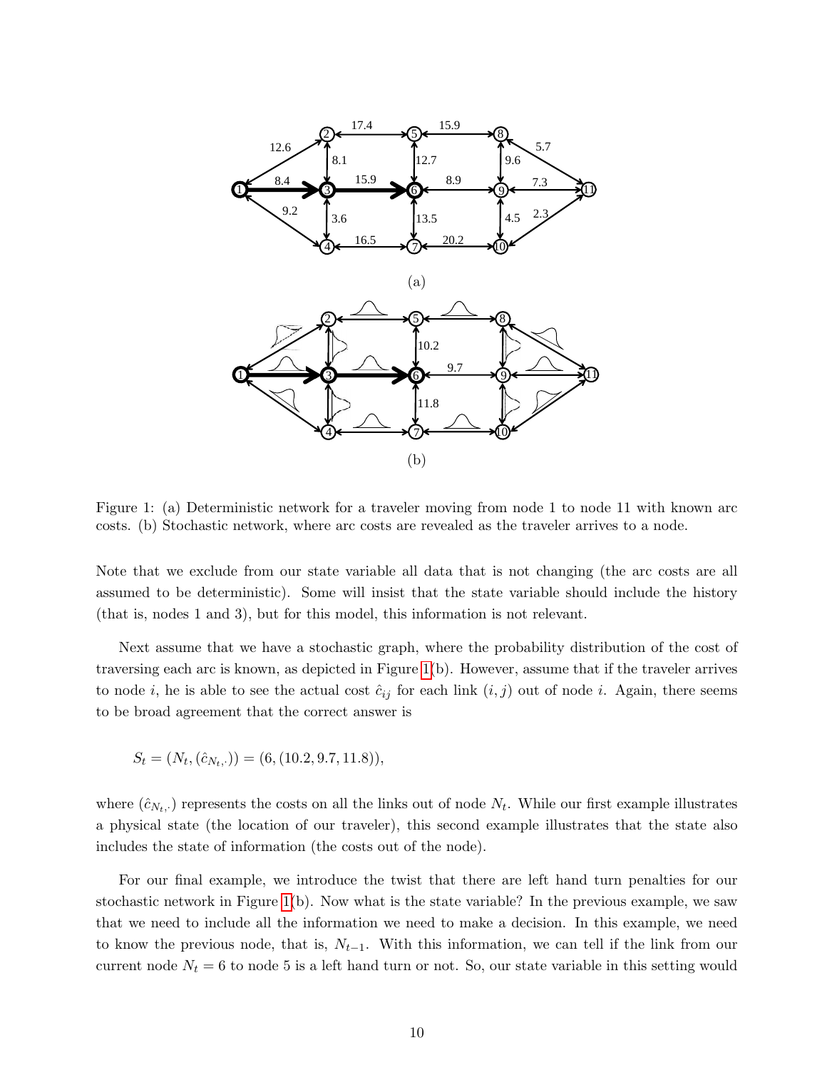Figure 1: (a) Deterministic network for a traveler moving from node 1 to node 11 with known arc costs. (b) Stochastic network, where arc costs are revealed as the traveler arrives to a node.

Note that we exclude from our state variable all data that is not changing (the arc costs are all assumed to be deterministic). Some will insist that the state variable should include the history (that is, nodes 1 and 3), but for this model, this information is not relevant.

Next assume that we have a stochastic graph, where the probability distribution of the cost of traversing each arc is known, as depicted in Figure 1(b). However, assume that if the traveler arrives to node $i$, he is able to see the actual cost $\hat{c}_{ij}$ for each link $(i, j)$ out of node $i$. Again, there seems to be broad agreement that the correct answer is

$$S_t = (N_t, (\hat{c}_{N_t,\cdot})) = (6, (10.2, 9.7, 11.8)),$$

where $(\hat{c}_{N_t,\cdot})$ represents the costs on all the links out of node $N_t$. While our first example illustrates a physical state (the location of our traveler), this second example illustrates that the state also includes the state of information (the costs out of the node).

For our final example, we introduce the twist that there are left hand turn penalties for our stochastic network in Figure 1(b). Now what is the state variable? In the previous example, we saw that we need to include all the information we need to make a decision. In this example, we need to know the previous node, that is, $N_{t-1}$. With this information, we can tell if the link from our current node $N_t = 6$ to node 5 is a left hand turn or not. So, our state variable in this setting would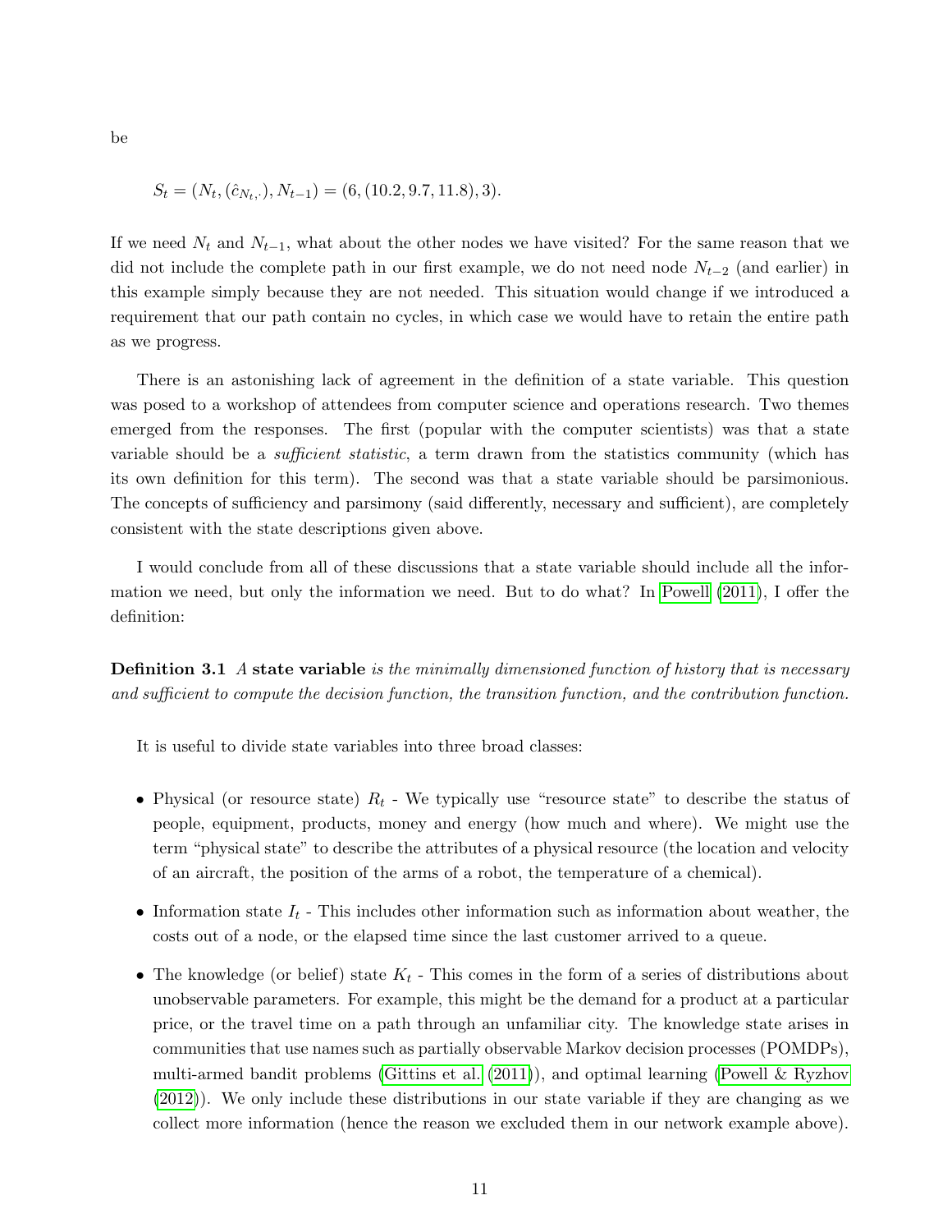be

$$S_t = (N_t, (\hat{c}_{N_t,\cdot}), N_{t-1}) = (6, (10.2, 9.7, 11.8), 3).$$

If we need $N_t$ and $N_{t-1}$, what about the other nodes we have visited? For the same reason that we did not include the complete path in our first example, we do not need node $N_{t-2}$ (and earlier) in this example simply because they are not needed. This situation would change if we introduced a requirement that our path contain no cycles, in which case we would have to retain the entire path as we progress.

There is an astonishing lack of agreement in the definition of a state variable. This question was posed to a workshop of attendees from computer science and operations research. Two themes emerged from the responses. The first (popular with the computer scientists) was that a state variable should be a *sufficient statistic*, a term drawn from the statistics community (which has its own definition for this term). The second was that a state variable should be parsimonious. The concepts of sufficiency and parsimony (said differently, necessary and sufficient), are completely consistent with the state descriptions given above.

I would conclude from all of these discussions that a state variable should include all the information we need, but only the information we need. But to do what? In Powell (2011), I offer the definition:

**Definition 3.1** *A* **state variable** *is the minimally dimensioned function of history that is necessary and sufficient to compute the decision function, the transition function, and the contribution function.*

It is useful to divide state variables into three broad classes:

- Physical (or resource state) $R_t$ - We typically use "resource state" to describe the status of people, equipment, products, money and energy (how much and where). We might use the term "physical state" to describe the attributes of a physical resource (the location and velocity of an aircraft, the position of the arms of a robot, the temperature of a chemical).
- Information state $I_t$ - This includes other information such as information about weather, the costs out of a node, or the elapsed time since the last customer arrived to a queue.
- The knowledge (or belief) state $K_t$ - This comes in the form of a series of distributions about unobservable parameters. For example, this might be the demand for a product at a particular price, or the travel time on a path through an unfamiliar city. The knowledge state arises in communities that use names such as partially observable Markov decision processes (POMDPs), multi-armed bandit problems (Gittins et al. (2011)), and optimal learning (Powell & Ryzhov (2012)). We only include these distributions in our state variable if they are changing as we collect more information (hence the reason we excluded them in our network example above).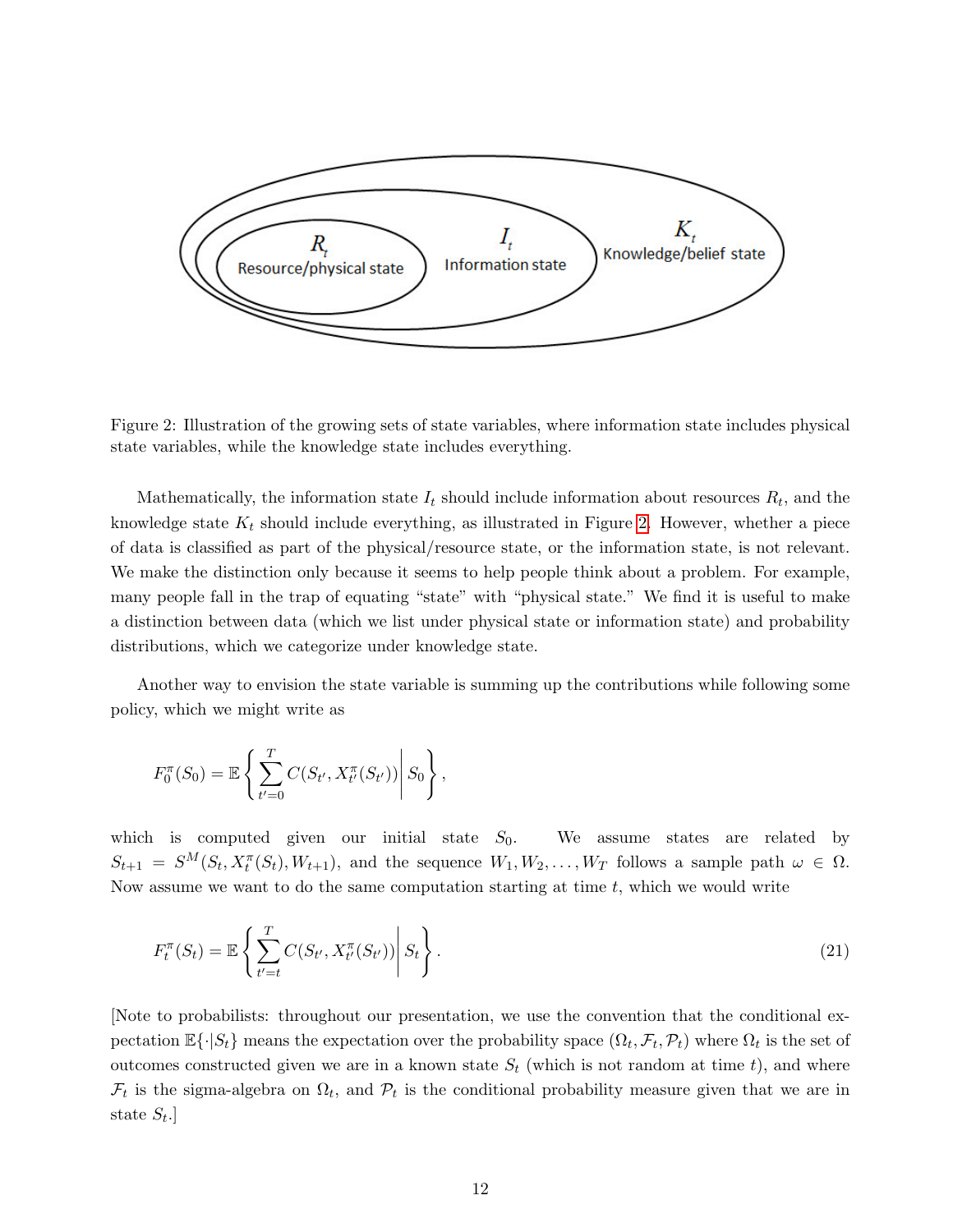Figure 2: Illustration of the growing sets of state variables, where information state includes physical state variables, while the knowledge state includes everything.

Mathematically, the information state $I_t$ should include information about resources $R_t$, and the knowledge state $K_t$ should include everything, as illustrated in Figure 2. However, whether a piece of data is classified as part of the physical/resource state, or the information state, is not relevant. We make the distinction only because it seems to help people think about a problem. For example, many people fall in the trap of equating "state" with "physical state." We find it is useful to make a distinction between data (which we list under physical state or information state) and probability distributions, which we categorize under knowledge state.

Another way to envision the state variable is summing up the contributions while following some policy, which we might write as

$$F_0^\pi(S_0) = \mathbb{E}\left\{ \sum_{t'=0}^{T} C(S_{t'}, X_{t'}^\pi(S_{t'})) \middle| S_0 \right\},$$

which is computed given our initial state $S_0$. We assume states are related by $S_{t+1} = S^M(S_t, X_t^\pi(S_t), W_{t+1})$, and the sequence $W_1, W_2, \ldots, W_T$ follows a sample path $\omega \in \Omega$. Now assume we want to do the same computation starting at time $t$, which we would write

$$F_t^\pi(S_t) = \mathbb{E}\left\{ \sum_{t'=t}^{T} C(S_{t'}, X_{t'}^\pi(S_{t'})) \middle| S_t \right\}. \tag{21}$$

[Note to probabilists: throughout our presentation, we use the convention that the conditional expectation $\mathbb{E}\{\cdot|S_t\}$ means the expectation over the probability space $(\Omega_t, \mathcal{F}_t, \mathcal{P}_t)$ where $\Omega_t$ is the set of outcomes constructed given we are in a known state $S_t$ (which is not random at time $t$), and where $\mathcal{F}_t$ is the sigma-algebra on $\Omega_t$, and $\mathcal{P}_t$ is the conditional probability measure given that we are in state $S_t$.]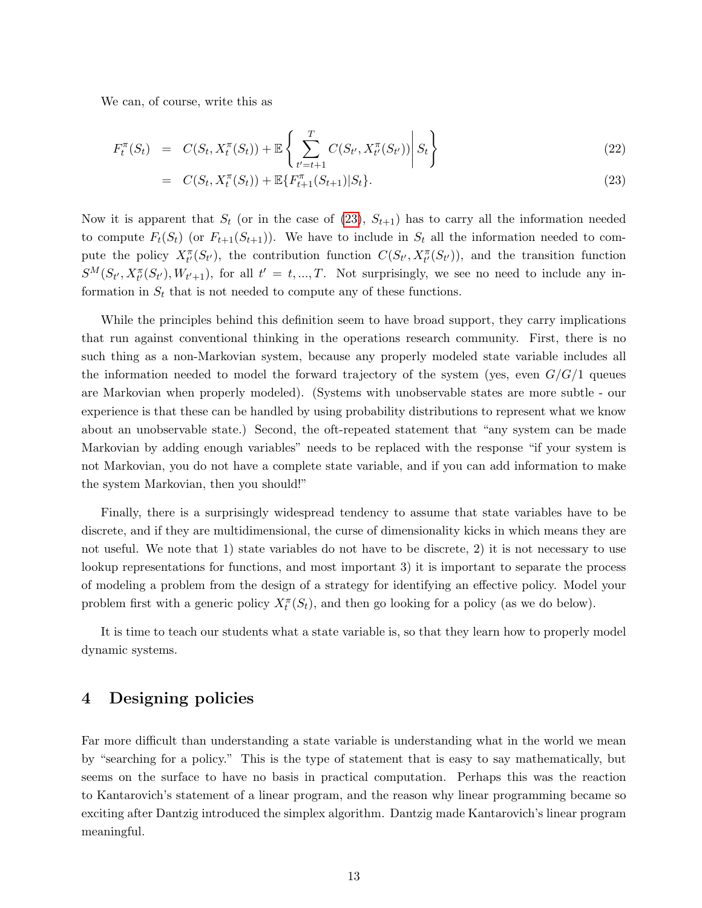We can, of course, write this as

$$
\begin{aligned}
F_t^\pi(S_t) &= C(S_t, X_t^\pi(S_t)) + \mathbb{E}\left\{ \sum_{t'=t+1}^{T} C(S_{t'}, X_{t'}^\pi(S_{t'})) \middle| S_t \right\} && (22)\\
&= C(S_t, X_t^\pi(S_t)) + \mathbb{E}\{F_{t+1}^\pi(S_{t+1})|S_t\}. && (23)
\end{aligned}
$$

Now it is apparent that $S_t$ (or in the case of (23), $S_{t+1}$) has to carry all the information needed to compute $F_t(S_t)$ (or $F_{t+1}(S_{t+1})$). We have to include in $S_t$ all the information needed to compute the policy $X_{t'}^\pi(S_{t'})$, the contribution function $C(S_{t'}, X_{t'}^\pi(S_{t'}))$, and the transition function $S^M(S_{t'}, X_{t'}^\pi(S_{t'}), W_{t'+1})$, for all $t' = t, ..., T$. Not surprisingly, we see no need to include any information in $S_t$ that is not needed to compute any of these functions.

While the principles behind this definition seem to have broad support, they carry implications that run against conventional thinking in the operations research community. First, there is no such thing as a non-Markovian system, because any properly modeled state variable includes all the information needed to model the forward trajectory of the system (yes, even $G/G/1$ queues are Markovian when properly modeled). (Systems with unobservable states are more subtle - our experience is that these can be handled by using probability distributions to represent what we know about an unobservable state.) Second, the oft-repeated statement that "any system can be made Markovian by adding enough variables" needs to be replaced with the response "if your system is not Markovian, you do not have a complete state variable, and if you can add information to make the system Markovian, then you should!"

Finally, there is a surprisingly widespread tendency to assume that state variables have to be discrete, and if they are multidimensional, the curse of dimensionality kicks in which means they are not useful. We note that 1) state variables do not have to be discrete, 2) it is not necessary to use lookup representations for functions, and most important 3) it is important to separate the process of modeling a problem from the design of a strategy for identifying an effective policy. Model your problem first with a generic policy $X_t^\pi(S_t)$, and then go looking for a policy (as we do below).

It is time to teach our students what a state variable is, so that they learn how to properly model dynamic systems.

## 4 Designing policies

Far more difficult than understanding a state variable is understanding what in the world we mean by "searching for a policy." This is the type of statement that is easy to say mathematically, but seems on the surface to have no basis in practical computation. Perhaps this was the reaction to Kantarovich's statement of a linear program, and the reason why linear programming became so exciting after Dantzig introduced the simplex algorithm. Dantzig made Kantarovich's linear program meaningful.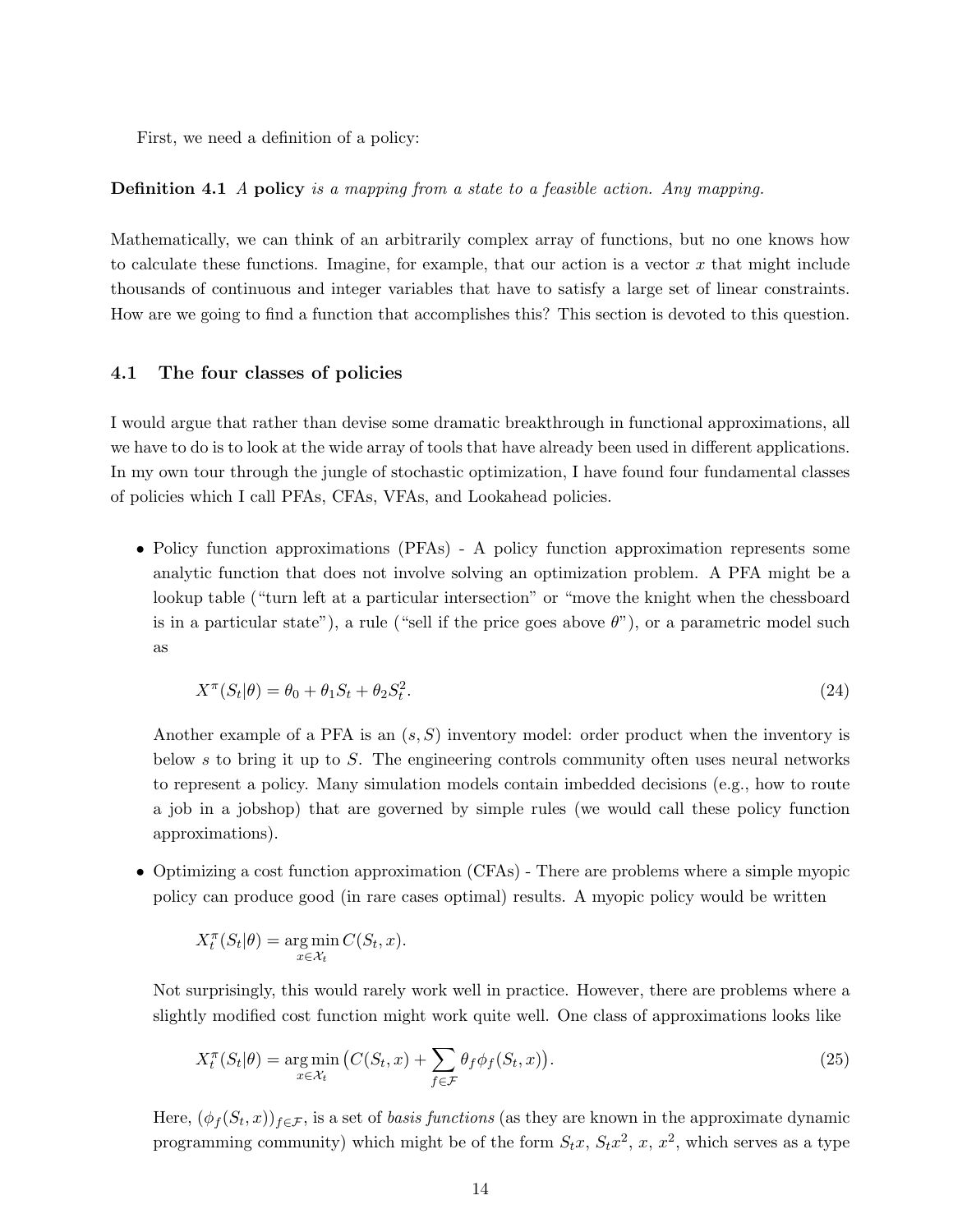First, we need a definition of a policy:

**Definition 4.1** *A* **policy** *is a mapping from a state to a feasible action. Any mapping.*

Mathematically, we can think of an arbitrarily complex array of functions, but no one knows how to calculate these functions. Imagine, for example, that our action is a vector $x$ that might include thousands of continuous and integer variables that have to satisfy a large set of linear constraints. How are we going to find a function that accomplishes this? This section is devoted to this question.

### 4.1 The four classes of policies

I would argue that rather than devise some dramatic breakthrough in functional approximations, all we have to do is to look at the wide array of tools that have already been used in different applications. In my own tour through the jungle of stochastic optimization, I have found four fundamental classes of policies which I call PFAs, CFAs, VFAs, and Lookahead policies.

- Policy function approximations (PFAs) - A policy function approximation represents some analytic function that does not involve solving an optimization problem. A PFA might be a lookup table ("turn left at a particular intersection" or "move the knight when the chessboard is in a particular state"), a rule ("sell if the price goes above $\theta$"), or a parametric model such as

$$X^{\pi}(S_t|\theta) = \theta_0 + \theta_1 S_t + \theta_2 S_t^2. \tag{24}$$

  Another example of a PFA is an $(s, S)$ inventory model: order product when the inventory is below $s$ to bring it up to $S$. The engineering controls community often uses neural networks to represent a policy. Many simulation models contain imbedded decisions (e.g., how to route a job in a jobshop) that are governed by simple rules (we would call these policy function approximations).

- Optimizing a cost function approximation (CFAs) - There are problems where a simple myopic policy can produce good (in rare cases optimal) results. A myopic policy would be written

$$X_t^{\pi}(S_t|\theta) = \underset{x \in \mathcal{X}_t}{\arg\min}\, C(S_t, x).$$

  Not surprisingly, this would rarely work well in practice. However, there are problems where a slightly modified cost function might work quite well. One class of approximations looks like

$$X_t^{\pi}(S_t|\theta) = \underset{x \in \mathcal{X}_t}{\arg\min} \big( C(S_t, x) + \sum_{f \in \mathcal{F}} \theta_f \phi_f(S_t, x) \big). \tag{25}$$

  Here, $(\phi_f(S_t, x))_{f \in \mathcal{F}}$, is a set of *basis functions* (as they are known in the approximate dynamic programming community) which might be of the form $S_t x$, $S_t x^2$, $x$, $x^2$, which serves as a type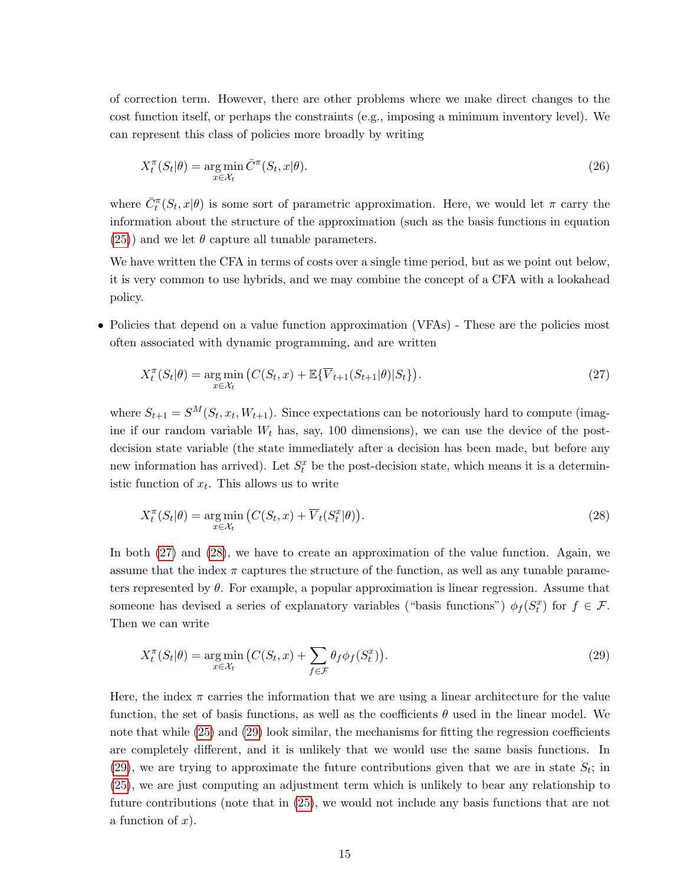of correction term. However, there are other problems where we make direct changes to the cost function itself, or perhaps the constraints (e.g., imposing a minimum inventory level). We can represent this class of policies more broadly by writing

$$X_t^\pi(S_t|\theta) = \arg\min_{x \in \mathcal{X}_t} \bar{C}^\pi(S_t, x|\theta). \tag{26}$$

where $\bar{C}_t^\pi(S_t, x|\theta)$ is some sort of parametric approximation. Here, we would let $\pi$ carry the information about the structure of the approximation (such as the basis functions in equation (25)) and we let $\theta$ capture all tunable parameters.

We have written the CFA in terms of costs over a single time period, but as we point out below, it is very common to use hybrids, and we may combine the concept of a CFA with a lookahead policy.

- Policies that depend on a value function approximation (VFAs) - These are the policies most often associated with dynamic programming, and are written

$$X_t^\pi(S_t|\theta) = \arg\min_{x \in \mathcal{X}_t} \big( C(S_t, x) + \mathbb{E}\{\overline{V}_{t+1}(S_{t+1}|\theta)|S_t\} \big). \tag{27}$$

where $S_{t+1} = S^M(S_t, x_t, W_{t+1})$. Since expectations can be notoriously hard to compute (imagine if our random variable $W_t$ has, say, 100 dimensions), we can use the device of the post-decision state variable (the state immediately after a decision has been made, but before any new information has arrived). Let $S_t^x$ be the post-decision state, which means it is a deterministic function of $x_t$. This allows us to write

$$X_t^\pi(S_t|\theta) = \arg\min_{x \in \mathcal{X}_t} \big( C(S_t, x) + \overline{V}_t(S_t^x|\theta) \big). \tag{28}$$

In both (27) and (28), we have to create an approximation of the value function. Again, we assume that the index $\pi$ captures the structure of the function, as well as any tunable parameters represented by $\theta$. For example, a popular approximation is linear regression. Assume that someone has devised a series of explanatory variables ("basis functions") $\phi_f(S_t^x)$ for $f \in \mathcal{F}$. Then we can write

$$X_t^\pi(S_t|\theta) = \arg\min_{x \in \mathcal{X}_t} \big( C(S_t, x) + \sum_{f \in \mathcal{F}} \theta_f \phi_f(S_t^x) \big). \tag{29}$$

Here, the index $\pi$ carries the information that we are using a linear architecture for the value function, the set of basis functions, as well as the coefficients $\theta$ used in the linear model. We note that while (25) and (29) look similar, the mechanisms for fitting the regression coefficients are completely different, and it is unlikely that we would use the same basis functions. In (29), we are trying to approximate the future contributions given that we are in state $S_t$; in (25), we are just computing an adjustment term which is unlikely to bear any relationship to future contributions (note that in (25), we would not include any basis functions that are not a function of $x$).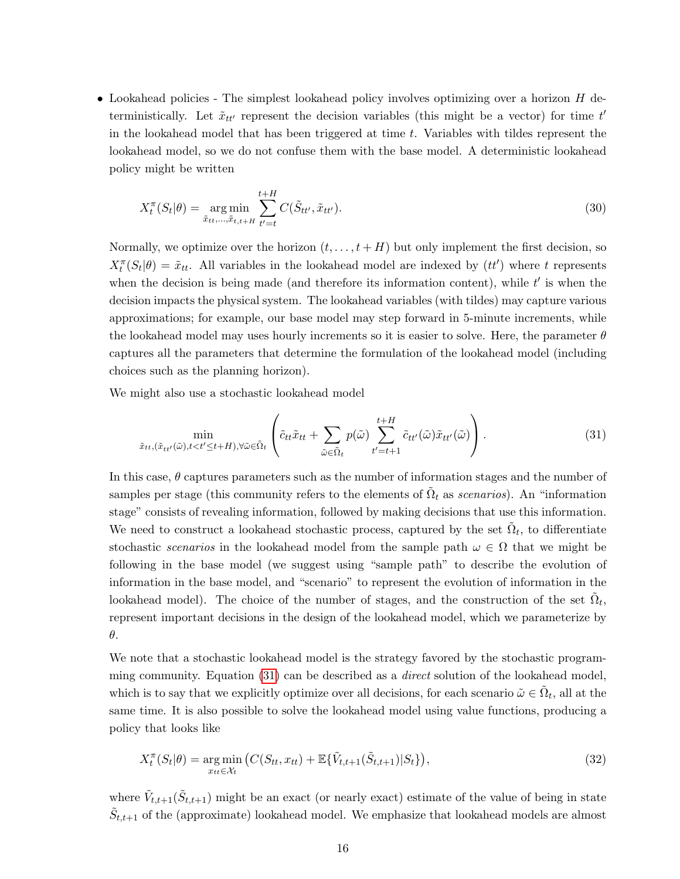- Lookahead policies - The simplest lookahead policy involves optimizing over a horizon $H$ deterministically. Let $\tilde{x}_{tt'}$ represent the decision variables (this might be a vector) for time $t'$ in the lookahead model that has been triggered at time $t$. Variables with tildes represent the lookahead model, so we do not confuse them with the base model. A deterministic lookahead policy might be written

$$X^{\pi}_t(S_t|\theta) = \underset{\tilde{x}_{tt},\ldots,\tilde{x}_{t,t+H}}{\arg\min} \sum_{t'=t}^{t+H} C(\tilde{S}_{tt'}, \tilde{x}_{tt'}). \tag{30}$$

Normally, we optimize over the horizon $(t, \ldots, t+H)$ but only implement the first decision, so $X^{\pi}_t(S_t|\theta) = \tilde{x}_{tt}$. All variables in the lookahead model are indexed by $(tt')$ where $t$ represents when the decision is being made (and therefore its information content), while $t'$ is when the decision impacts the physical system. The lookahead variables (with tildes) may capture various approximations; for example, our base model may step forward in 5-minute increments, while the lookahead model may uses hourly increments so it is easier to solve. Here, the parameter $\theta$ captures all the parameters that determine the formulation of the lookahead model (including choices such as the planning horizon).

We might also use a stochastic lookahead model

$$\min_{\tilde{x}_{tt},(\tilde{x}_{tt'}(\tilde{\omega}),t<t'\leq t+H),\forall\tilde{\omega}\in\tilde{\Omega}_t} \left( \tilde{c}_{tt}\tilde{x}_{tt} + \sum_{\tilde{\omega}\in\tilde{\Omega}_t} p(\tilde{\omega}) \sum_{t'=t+1}^{t+H} \tilde{c}_{tt'}(\tilde{\omega})\tilde{x}_{tt'}(\tilde{\omega}) \right). \tag{31}$$

In this case, $\theta$ captures parameters such as the number of information stages and the number of samples per stage (this community refers to the elements of $\tilde{\Omega}_t$ as *scenarios*). An "information stage" consists of revealing information, followed by making decisions that use this information. We need to construct a lookahead stochastic process, captured by the set $\tilde{\Omega}_t$, to differentiate stochastic *scenarios* in the lookahead model from the sample path $\omega \in \Omega$ that we might be following in the base model (we suggest using "sample path" to describe the evolution of information in the base model, and "scenario" to represent the evolution of information in the lookahead model). The choice of the number of stages, and the construction of the set $\tilde{\Omega}_t$, represent important decisions in the design of the lookahead model, which we parameterize by $\theta$.

We note that a stochastic lookahead model is the strategy favored by the stochastic programming community. Equation (31) can be described as a *direct* solution of the lookahead model, which is to say that we explicitly optimize over all decisions, for each scenario $\tilde{\omega} \in \tilde{\Omega}_t$, all at the same time. It is also possible to solve the lookahead model using value functions, producing a policy that looks like

$$X^{\pi}_t(S_t|\theta) = \underset{x_{tt}\in\mathcal{X}_t}{\arg\min} \left( C(S_{tt}, x_{tt}) + \mathbb{E}\{\tilde{V}_{t,t+1}(\tilde{S}_{t,t+1})|S_t\} \right), \tag{32}$$

where $\tilde{V}_{t,t+1}(\tilde{S}_{t,t+1})$ might be an exact (or nearly exact) estimate of the value of being in state $\tilde{S}_{t,t+1}$ of the (approximate) lookahead model. We emphasize that lookahead models are almost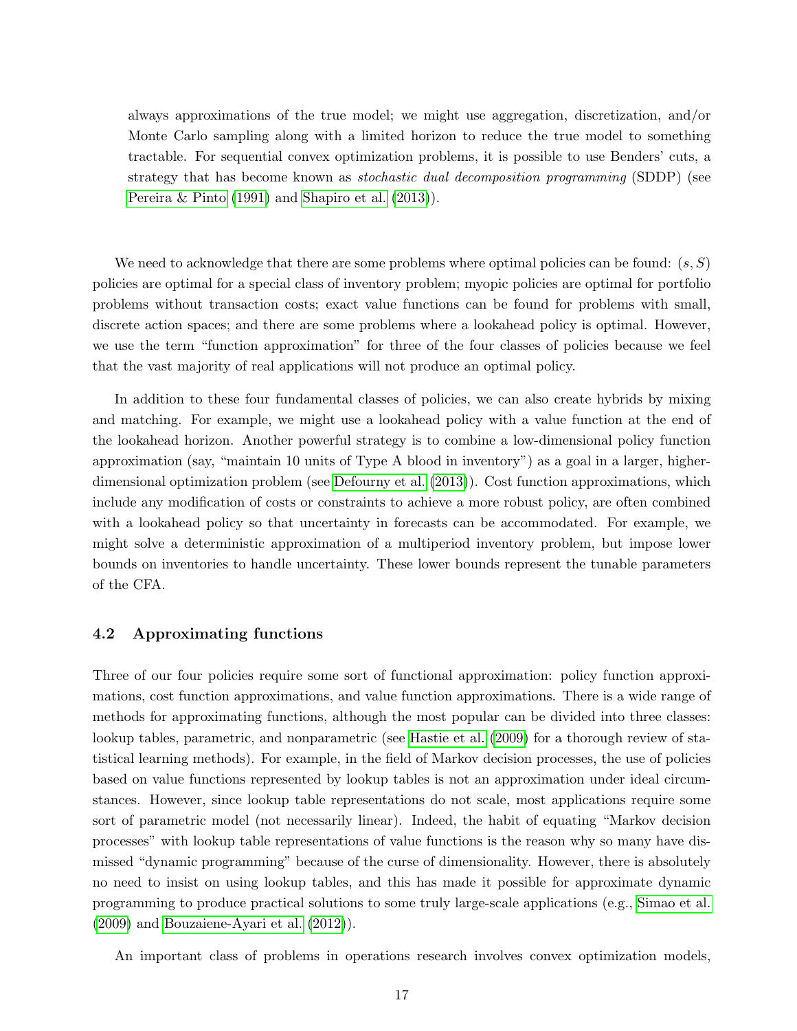always approximations of the true model; we might use aggregation, discretization, and/or Monte Carlo sampling along with a limited horizon to reduce the true model to something tractable. For sequential convex optimization problems, it is possible to use Benders' cuts, a strategy that has become known as *stochastic dual decomposition programming* (SDDP) (see Pereira & Pinto (1991) and Shapiro et al. (2013)).

We need to acknowledge that there are some problems where optimal policies can be found: $(s, S)$ policies are optimal for a special class of inventory problem; myopic policies are optimal for portfolio problems without transaction costs; exact value functions can be found for problems with small, discrete action spaces; and there are some problems where a lookahead policy is optimal. However, we use the term "function approximation" for three of the four classes of policies because we feel that the vast majority of real applications will not produce an optimal policy.

In addition to these four fundamental classes of policies, we can also create hybrids by mixing and matching. For example, we might use a lookahead policy with a value function at the end of the lookahead horizon. Another powerful strategy is to combine a low-dimensional policy function approximation (say, "maintain 10 units of Type A blood in inventory") as a goal in a larger, higher-dimensional optimization problem (see Defourny et al. (2013)). Cost function approximations, which include any modification of costs or constraints to achieve a more robust policy, are often combined with a lookahead policy so that uncertainty in forecasts can be accommodated. For example, we might solve a deterministic approximation of a multiperiod inventory problem, but impose lower bounds on inventories to handle uncertainty. These lower bounds represent the tunable parameters of the CFA.

### 4.2 Approximating functions

Three of our four policies require some sort of functional approximation: policy function approximations, cost function approximations, and value function approximations. There is a wide range of methods for approximating functions, although the most popular can be divided into three classes: lookup tables, parametric, and nonparametric (see Hastie et al. (2009) for a thorough review of statistical learning methods). For example, in the field of Markov decision processes, the use of policies based on value functions represented by lookup tables is not an approximation under ideal circumstances. However, since lookup table representations do not scale, most applications require some sort of parametric model (not necessarily linear). Indeed, the habit of equating "Markov decision processes" with lookup table representations of value functions is the reason why so many have dismissed "dynamic programming" because of the curse of dimensionality. However, there is absolutely no need to insist on using lookup tables, and this has made it possible for approximate dynamic programming to produce practical solutions to some truly large-scale applications (e.g., Simao et al. (2009) and Bouzaiene-Ayari et al. (2012)).

An important class of problems in operations research involves convex optimization models,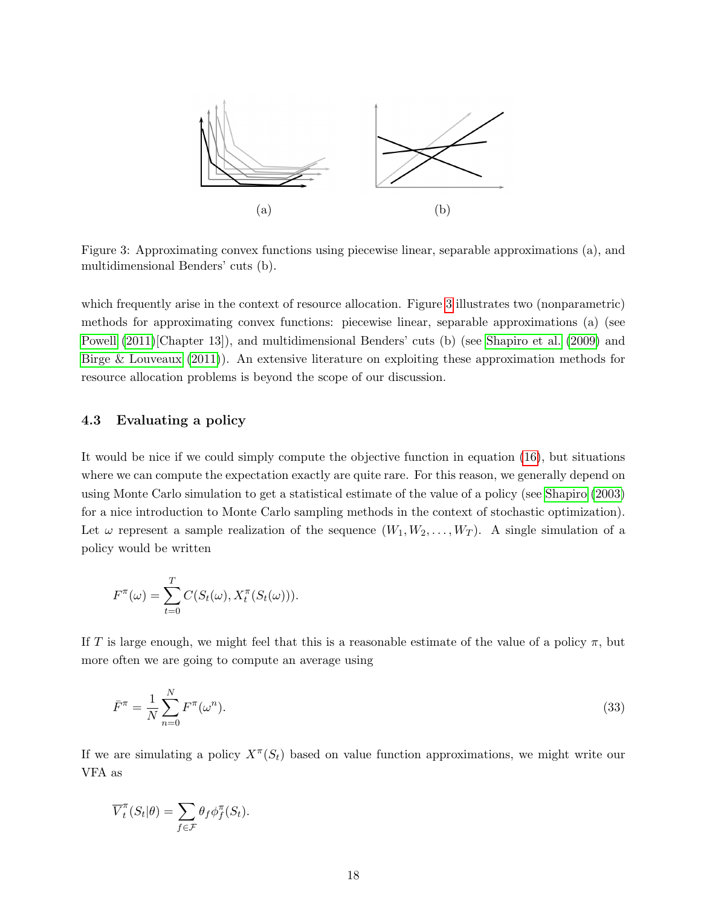Figure 3: Approximating convex functions using piecewise linear, separable approximations (a), and multidimensional Benders' cuts (b).

which frequently arise in the context of resource allocation. Figure 3 illustrates two (nonparametric) methods for approximating convex functions: piecewise linear, separable approximations (a) (see Powell (2011)[Chapter 13]), and multidimensional Benders' cuts (b) (see Shapiro et al. (2009) and Birge & Louveaux (2011)). An extensive literature on exploiting these approximation methods for resource allocation problems is beyond the scope of our discussion.

### 4.3 Evaluating a policy

It would be nice if we could simply compute the objective function in equation (16), but situations where we can compute the expectation exactly are quite rare. For this reason, we generally depend on using Monte Carlo simulation to get a statistical estimate of the value of a policy (see Shapiro (2003) for a nice introduction to Monte Carlo sampling methods in the context of stochastic optimization). Let $\omega$ represent a sample realization of the sequence $(W_1, W_2, \ldots, W_T)$. A single simulation of a policy would be written

$$F^\pi(\omega) = \sum_{t=0}^{T} C(S_t(\omega), X_t^\pi(S_t(\omega))).$$

If $T$ is large enough, we might feel that this is a reasonable estimate of the value of a policy $\pi$, but more often we are going to compute an average using

$$\bar{F}^\pi = \frac{1}{N} \sum_{n=0}^{N} F^\pi(\omega^n). \tag{33}$$

If we are simulating a policy $X^\pi(S_t)$ based on value function approximations, we might write our VFA as

$$\overline{V}_t^\pi(S_t|\theta) = \sum_{f \in \mathcal{F}} \theta_f \phi_f^\pi(S_t).$$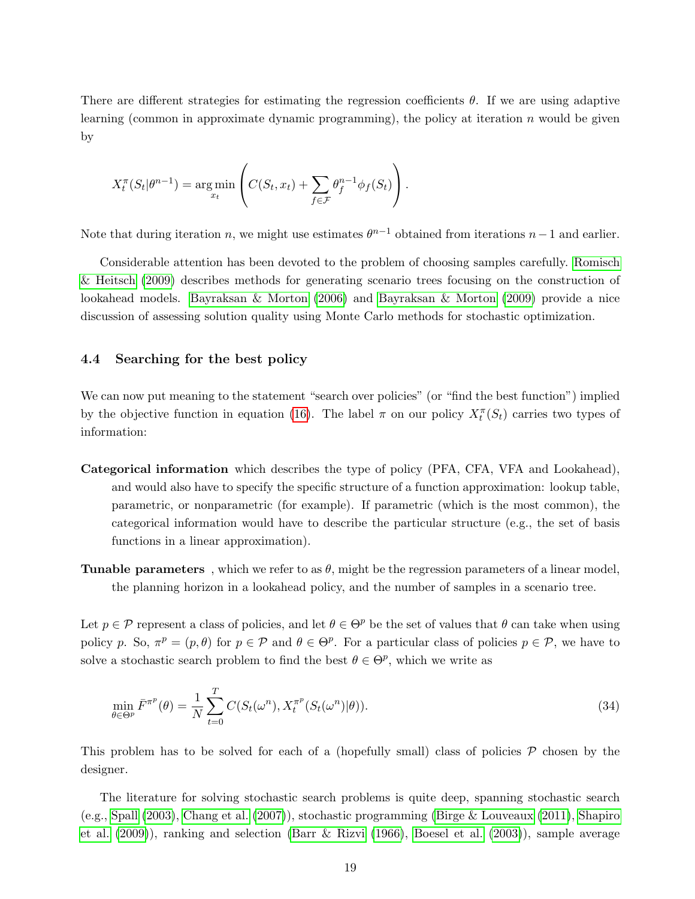There are different strategies for estimating the regression coefficients $\theta$. If we are using adaptive learning (common in approximate dynamic programming), the policy at iteration $n$ would be given by

$$X_t^\pi(S_t|\theta^{n-1}) = \arg\min_{x_t} \left( C(S_t, x_t) + \sum_{f \in \mathcal{F}} \theta_f^{n-1} \phi_f(S_t) \right).$$

Note that during iteration $n$, we might use estimates $\theta^{n-1}$ obtained from iterations $n-1$ and earlier.

Considerable attention has been devoted to the problem of choosing samples carefully. Romisch & Heitsch (2009) describes methods for generating scenario trees focusing on the construction of lookahead models. Bayraksan & Morton (2006) and Bayraksan & Morton (2009) provide a nice discussion of assessing solution quality using Monte Carlo methods for stochastic optimization.

### 4.4 Searching for the best policy

We can now put meaning to the statement "search over policies" (or "find the best function") implied by the objective function in equation (16). The label $\pi$ on our policy $X_t^\pi(S_t)$ carries two types of information:

**Categorical information** which describes the type of policy (PFA, CFA, VFA and Lookahead), and would also have to specify the specific structure of a function approximation: lookup table, parametric, or nonparametric (for example). If parametric (which is the most common), the categorical information would have to describe the particular structure (e.g., the set of basis functions in a linear approximation).

**Tunable parameters** , which we refer to as $\theta$, might be the regression parameters of a linear model, the planning horizon in a lookahead policy, and the number of samples in a scenario tree.

Let $p \in \mathcal{P}$ represent a class of policies, and let $\theta \in \Theta^p$ be the set of values that $\theta$ can take when using policy $p$. So, $\pi^p = (p, \theta)$ for $p \in \mathcal{P}$ and $\theta \in \Theta^p$. For a particular class of policies $p \in \mathcal{P}$, we have to solve a stochastic search problem to find the best $\theta \in \Theta^p$, which we write as

$$\min_{\theta \in \Theta^p} \bar{F}^{\pi^p}(\theta) = \frac{1}{N} \sum_{t=0}^{T} C(S_t(\omega^n), X_t^{\pi^p}(S_t(\omega^n)|\theta)). \tag{34}$$

This problem has to be solved for each of a (hopefully small) class of policies $\mathcal{P}$ chosen by the designer.

The literature for solving stochastic search problems is quite deep, spanning stochastic search (e.g., Spall (2003), Chang et al. (2007)), stochastic programming (Birge & Louveaux (2011), Shapiro et al. (2009)), ranking and selection (Barr & Rizvi (1966), Boesel et al. (2003)), sample average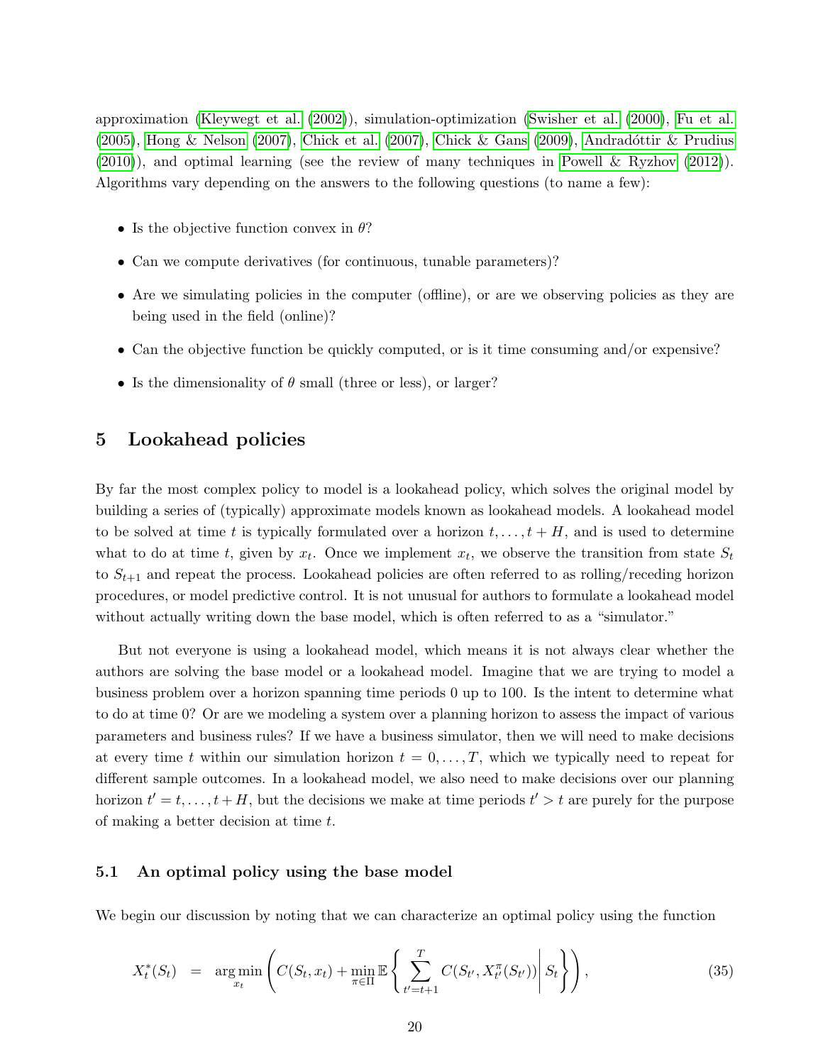approximation (Kleywegt et al. (2002)), simulation-optimization (Swisher et al. (2000), Fu et al. (2005), Hong & Nelson (2007), Chick et al. (2007), Chick & Gans (2009), Andradóttir & Prudius (2010)), and optimal learning (see the review of many techniques in Powell & Ryzhov (2012)). Algorithms vary depending on the answers to the following questions (to name a few):

- Is the objective function convex in $\theta$?
- Can we compute derivatives (for continuous, tunable parameters)?
- Are we simulating policies in the computer (offline), or are we observing policies as they are being used in the field (online)?
- Can the objective function be quickly computed, or is it time consuming and/or expensive?
- Is the dimensionality of $\theta$ small (three or less), or larger?

## 5 Lookahead policies

By far the most complex policy to model is a lookahead policy, which solves the original model by building a series of (typically) approximate models known as lookahead models. A lookahead model to be solved at time $t$ is typically formulated over a horizon $t, \ldots, t+H$, and is used to determine what to do at time $t$, given by $x_t$. Once we implement $x_t$, we observe the transition from state $S_t$ to $S_{t+1}$ and repeat the process. Lookahead policies are often referred to as rolling/receding horizon procedures, or model predictive control. It is not unusual for authors to formulate a lookahead model without actually writing down the base model, which is often referred to as a "simulator."

But not everyone is using a lookahead model, which means it is not always clear whether the authors are solving the base model or a lookahead model. Imagine that we are trying to model a business problem over a horizon spanning time periods 0 up to 100. Is the intent to determine what to do at time 0? Or are we modeling a system over a planning horizon to assess the impact of various parameters and business rules? If we have a business simulator, then we will need to make decisions at every time $t$ within our simulation horizon $t = 0, \ldots, T$, which we typically need to repeat for different sample outcomes. In a lookahead model, we also need to make decisions over our planning horizon $t' = t, \ldots, t+H$, but the decisions we make at time periods $t' > t$ are purely for the purpose of making a better decision at time $t$.

### 5.1 An optimal policy using the base model

We begin our discussion by noting that we can characterize an optimal policy using the function

$$X_t^*(S_t) = \arg\min_{x_t} \left( C(S_t, x_t) + \min_{\pi \in \Pi} \mathbb{E} \left\{ \sum_{t'=t+1}^{T} C(S_{t'}, X_{t'}^{\pi}(S_{t'})) \middle| S_t \right\} \right), \quad (35)$$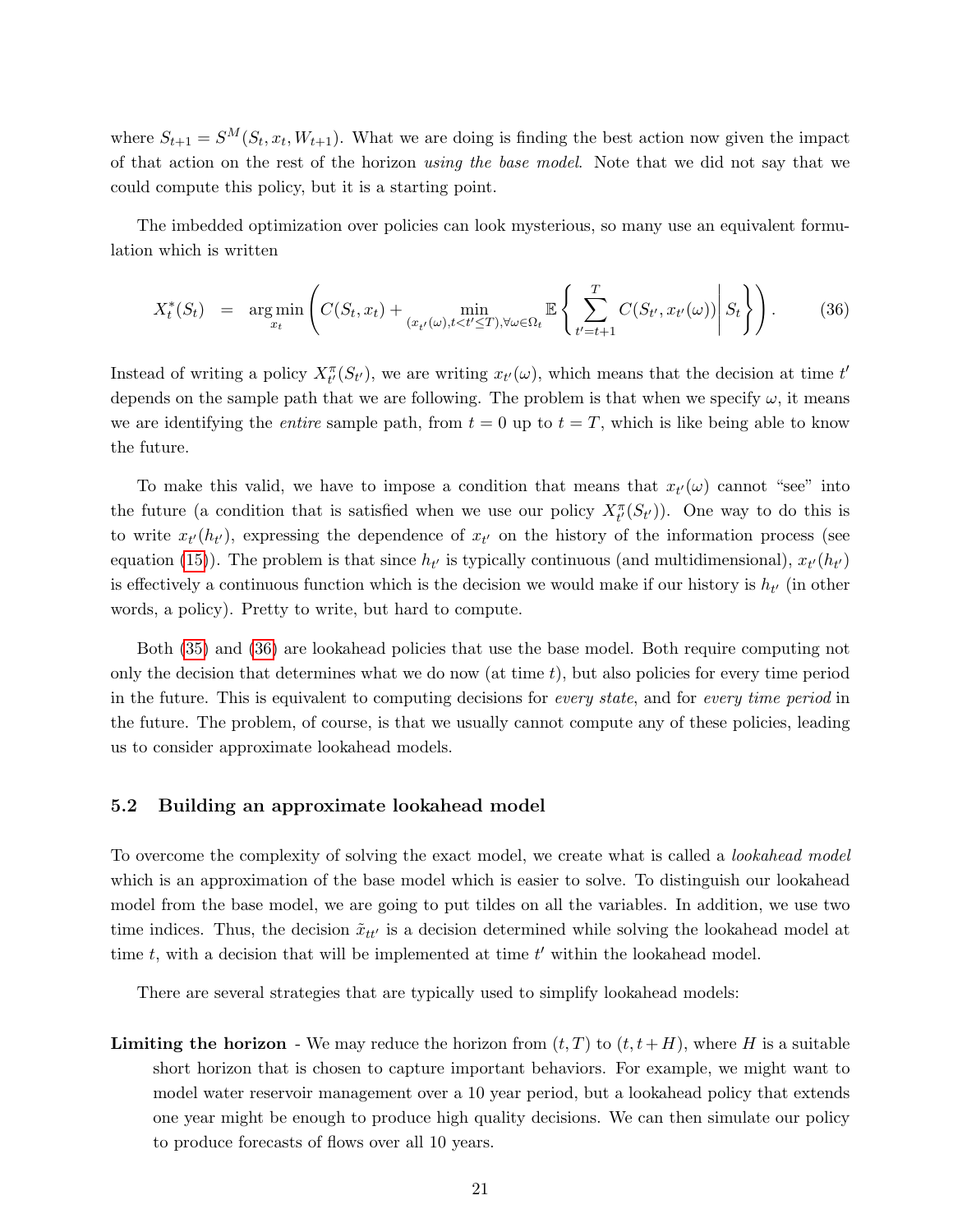where $S_{t+1} = S^M(S_t, x_t, W_{t+1})$. What we are doing is finding the best action now given the impact of that action on the rest of the horizon *using the base model*. Note that we did not say that we could compute this policy, but it is a starting point.

The imbedded optimization over policies can look mysterious, so many use an equivalent formulation which is written

$$X_t^*(S_t) \quad = \quad \arg\min_{x_t} \left( C(S_t, x_t) + \min_{(x_{t'}(\omega), t<t'\leq T), \forall \omega \in \Omega_t} \mathbb{E} \left\{ \sum_{t'=t+1}^{T} C(S_{t'}, x_{t'}(\omega)) \middle| S_t \right\} \right). \tag{36}$$

Instead of writing a policy $X_{t'}^{\pi}(S_{t'})$, we are writing $x_{t'}(\omega)$, which means that the decision at time $t'$ depends on the sample path that we are following. The problem is that when we specify $\omega$, it means we are identifying the *entire* sample path, from $t = 0$ up to $t = T$, which is like being able to know the future.

To make this valid, we have to impose a condition that means that $x_{t'}(\omega)$ cannot "see" into the future (a condition that is satisfied when we use our policy $X_{t'}^{\pi}(S_{t'})$). One way to do this is to write $x_{t'}(h_{t'})$, expressing the dependence of $x_{t'}$ on the history of the information process (see equation (15)). The problem is that since $h_{t'}$ is typically continuous (and multidimensional), $x_{t'}(h_{t'})$ is effectively a continuous function which is the decision we would make if our history is $h_{t'}$ (in other words, a policy). Pretty to write, but hard to compute.

Both (35) and (36) are lookahead policies that use the base model. Both require computing not only the decision that determines what we do now (at time $t$), but also policies for every time period in the future. This is equivalent to computing decisions for *every state*, and for *every time period* in the future. The problem, of course, is that we usually cannot compute any of these policies, leading us to consider approximate lookahead models.

### 5.2 Building an approximate lookahead model

To overcome the complexity of solving the exact model, we create what is called a *lookahead model* which is an approximation of the base model which is easier to solve. To distinguish our lookahead model from the base model, we are going to put tildes on all the variables. In addition, we use two time indices. Thus, the decision $\tilde{x}_{tt'}$ is a decision determined while solving the lookahead model at time $t$, with a decision that will be implemented at time $t'$ within the lookahead model.

There are several strategies that are typically used to simplify lookahead models:

**Limiting the horizon** - We may reduce the horizon from $(t, T)$ to $(t, t + H)$, where $H$ is a suitable short horizon that is chosen to capture important behaviors. For example, we might want to model water reservoir management over a 10 year period, but a lookahead policy that extends one year might be enough to produce high quality decisions. We can then simulate our policy to produce forecasts of flows over all 10 years.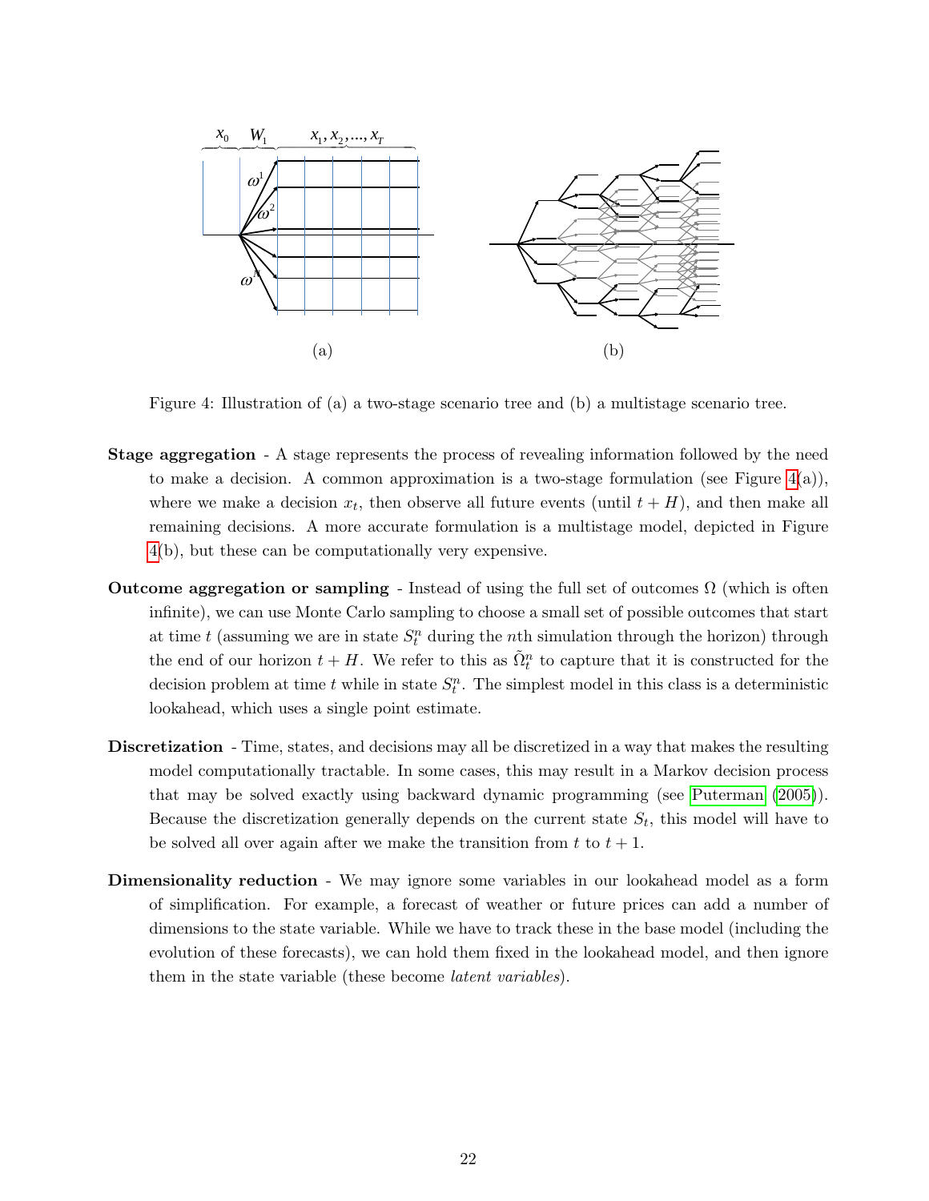Figure 4: Illustration of (a) a two-stage scenario tree and (b) a multistage scenario tree.

**Stage aggregation** - A stage represents the process of revealing information followed by the need to make a decision. A common approximation is a two-stage formulation (see Figure 4(a)), where we make a decision $x_t$, then observe all future events (until $t + H$), and then make all remaining decisions. A more accurate formulation is a multistage model, depicted in Figure 4(b), but these can be computationally very expensive.

**Outcome aggregation or sampling** - Instead of using the full set of outcomes $\Omega$ (which is often infinite), we can use Monte Carlo sampling to choose a small set of possible outcomes that start at time $t$ (assuming we are in state $S_t^n$ during the $n$th simulation through the horizon) through the end of our horizon $t + H$. We refer to this as $\tilde{\Omega}_t^n$ to capture that it is constructed for the decision problem at time $t$ while in state $S_t^n$. The simplest model in this class is a deterministic lookahead, which uses a single point estimate.

**Discretization** - Time, states, and decisions may all be discretized in a way that makes the resulting model computationally tractable. In some cases, this may result in a Markov decision process that may be solved exactly using backward dynamic programming (see Puterman (2005)). Because the discretization generally depends on the current state $S_t$, this model will have to be solved all over again after we make the transition from $t$ to $t + 1$.

**Dimensionality reduction** - We may ignore some variables in our lookahead model as a form of simplification. For example, a forecast of weather or future prices can add a number of dimensions to the state variable. While we have to track these in the base model (including the evolution of these forecasts), we can hold them fixed in the lookahead model, and then ignore them in the state variable (these become *latent variables*).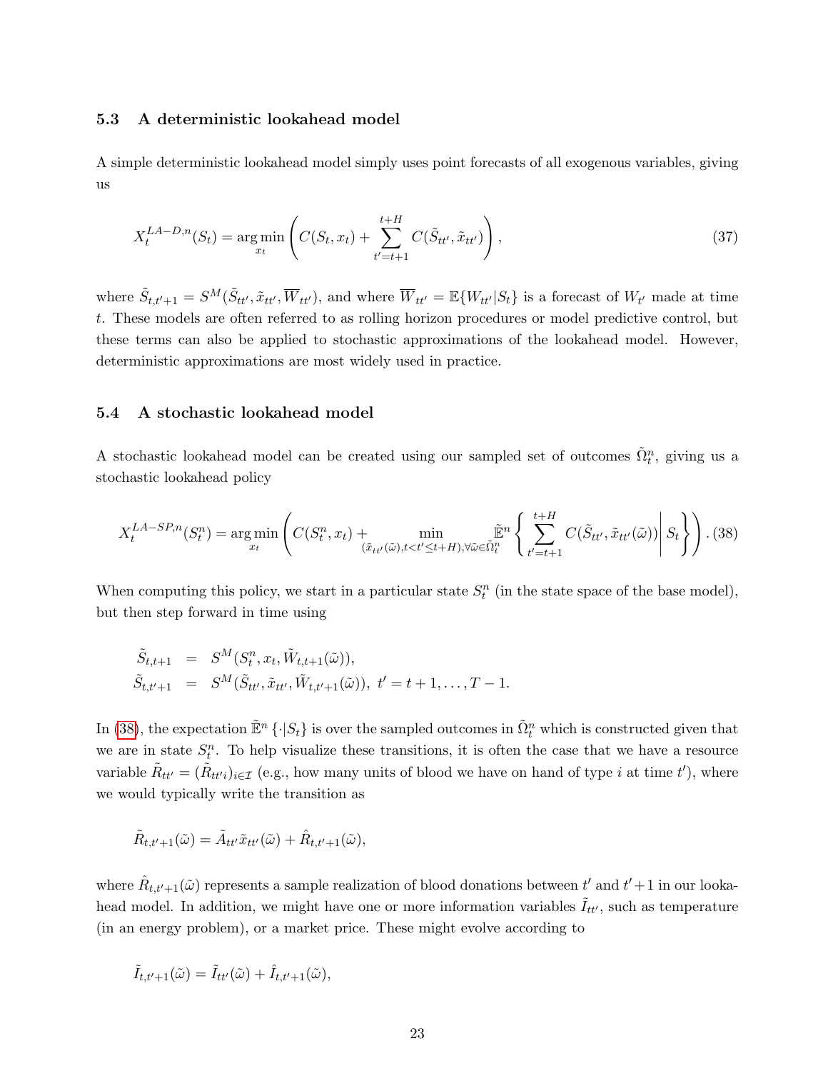### 5.3 A deterministic lookahead model

A simple deterministic lookahead model simply uses point forecasts of all exogenous variables, giving us

$$X_t^{LA-D,n}(S_t) = \arg\min_{x_t} \left( C(S_t, x_t) + \sum_{t'=t+1}^{t+H} C(\tilde{S}_{tt'}, \tilde{x}_{tt'}) \right), \tag{37}$$

where $\tilde{S}_{t,t'+1} = S^M(\tilde{S}_{tt'}, \tilde{x}_{tt'}, \overline{W}_{tt'})$, and where $\overline{W}_{tt'} = \mathbb{E}\{W_{tt'}|S_t\}$ is a forecast of $W_{t'}$ made at time $t$. These models are often referred to as rolling horizon procedures or model predictive control, but these terms can also be applied to stochastic approximations of the lookahead model. However, deterministic approximations are most widely used in practice.

### 5.4 A stochastic lookahead model

A stochastic lookahead model can be created using our sampled set of outcomes $\tilde{\Omega}_t^n$, giving us a stochastic lookahead policy

$$X_t^{LA-SP,n}(S_t^n) = \arg\min_{x_t} \left( C(S_t^n, x_t) + \min_{(\tilde{x}_{tt'}(\tilde{\omega}), t<t'\leq t+H), \forall \tilde{\omega} \in \tilde{\Omega}_t^n} \tilde{\mathbb{E}}^n \left\{ \sum_{t'=t+1}^{t+H} C(\tilde{S}_{tt'}, \tilde{x}_{tt'}(\tilde{\omega})) \middle| S_t \right\} \right). \tag{38}$$

When computing this policy, we start in a particular state $S_t^n$ (in the state space of the base model), but then step forward in time using

$$\begin{aligned}
\tilde{S}_{t,t+1} &= S^M(S_t^n, x_t, \tilde{W}_{t,t+1}(\tilde{\omega})), \\
\tilde{S}_{t,t'+1} &= S^M(\tilde{S}_{tt'}, \tilde{x}_{tt'}, \tilde{W}_{t,t'+1}(\tilde{\omega})),\ t' = t+1, \ldots, T-1.
\end{aligned}$$

In (38), the expectation $\tilde{\mathbb{E}}^n\{\cdot|S_t\}$ is over the sampled outcomes in $\tilde{\Omega}_t^n$ which is constructed given that we are in state $S_t^n$. To help visualize these transitions, it is often the case that we have a resource variable $\tilde{R}_{tt'} = (\tilde{R}_{tt'i})_{i\in\mathcal{I}}$ (e.g., how many units of blood we have on hand of type $i$ at time $t'$), where we would typically write the transition as

$$\tilde{R}_{t,t'+1}(\tilde{\omega}) = \tilde{A}_{tt'}\tilde{x}_{tt'}(\tilde{\omega}) + \hat{R}_{t,t'+1}(\tilde{\omega}),$$

where $\hat{R}_{t,t'+1}(\tilde{\omega})$ represents a sample realization of blood donations between $t'$ and $t'+1$ in our lookahead model. In addition, we might have one or more information variables $\tilde{I}_{tt'}$, such as temperature (in an energy problem), or a market price. These might evolve according to

$$\tilde{I}_{t,t'+1}(\tilde{\omega}) = \tilde{I}_{tt'}(\tilde{\omega}) + \hat{I}_{t,t'+1}(\tilde{\omega}),$$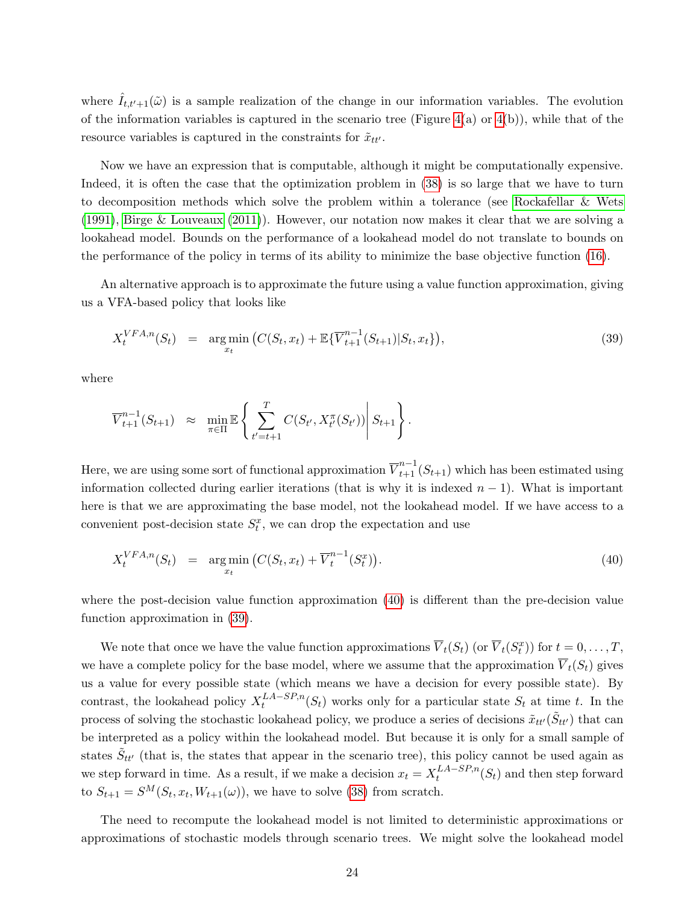where $\hat{I}_{t,t'+1}(\tilde{\omega})$ is a sample realization of the change in our information variables. The evolution of the information variables is captured in the scenario tree (Figure 4(a) or 4(b)), while that of the resource variables is captured in the constraints for $\tilde{x}_{tt'}$.

Now we have an expression that is computable, although it might be computationally expensive. Indeed, it is often the case that the optimization problem in (38) is so large that we have to turn to decomposition methods which solve the problem within a tolerance (see Rockafellar & Wets (1991), Birge & Louveaux (2011)). However, our notation now makes it clear that we are solving a lookahead model. Bounds on the performance of a lookahead model do not translate to bounds on the performance of the policy in terms of its ability to minimize the base objective function (16).

An alternative approach is to approximate the future using a value function approximation, giving us a VFA-based policy that looks like

$$X_t^{VFA,n}(S_t) = \arg\min_{x_t} \left( C(S_t, x_t) + \mathbb{E}\{\overline{V}_{t+1}^{n-1}(S_{t+1})|S_t, x_t\} \right), \tag{39}$$

where

$$\overline{V}_{t+1}^{n-1}(S_{t+1}) \approx \min_{\pi \in \Pi} \mathbb{E} \left\{ \sum_{t'=t+1}^{T} C(S_{t'}, X_{t'}^{\pi}(S_{t'})) \middle| S_{t+1} \right\}.$$

Here, we are using some sort of functional approximation $\overline{V}_{t+1}^{n-1}(S_{t+1})$ which has been estimated using information collected during earlier iterations (that is why it is indexed $n-1$). What is important here is that we are approximating the base model, not the lookahead model. If we have access to a convenient post-decision state $S_t^x$, we can drop the expectation and use

$$X_t^{VFA,n}(S_t) = \arg\min_{x_t} \left( C(S_t, x_t) + \overline{V}_t^{n-1}(S_t^x) \right). \tag{40}$$

where the post-decision value function approximation (40) is different than the pre-decision value function approximation in (39).

We note that once we have the value function approximations $\overline{V}_t(S_t)$ (or $\overline{V}_t(S_t^x)$) for $t = 0, \ldots, T$, we have a complete policy for the base model, where we assume that the approximation $\overline{V}_t(S_t)$ gives us a value for every possible state (which means we have a decision for every possible state). By contrast, the lookahead policy $X_t^{LA-SP,n}(S_t)$ works only for a particular state $S_t$ at time $t$. In the process of solving the stochastic lookahead policy, we produce a series of decisions $\tilde{x}_{tt'}(\tilde{S}_{tt'})$ that can be interpreted as a policy within the lookahead model. But because it is only for a small sample of states $\tilde{S}_{tt'}$ (that is, the states that appear in the scenario tree), this policy cannot be used again as we step forward in time. As a result, if we make a decision $x_t = X_t^{LA-SP,n}(S_t)$ and then step forward to $S_{t+1} = S^M(S_t, x_t, W_{t+1}(\omega))$, we have to solve (38) from scratch.

The need to recompute the lookahead model is not limited to deterministic approximations or approximations of stochastic models through scenario trees. We might solve the lookahead model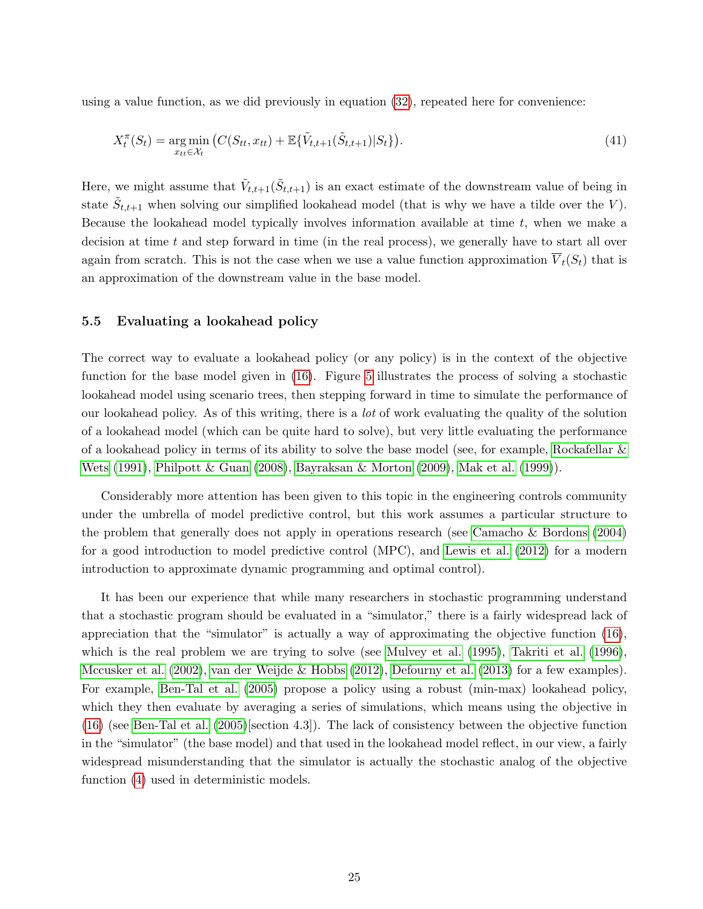using a value function, as we did previously in equation (32), repeated here for convenience:

$$X_t^\pi(S_t) = \underset{x_{tt}\in\mathcal{X}_t}{\arg\min}\left(C(S_{tt}, x_{tt}) + \mathbb{E}\{\tilde{V}_{t,t+1}(\tilde{S}_{t,t+1})|S_t\}\right). \tag{41}$$

Here, we might assume that $\tilde{V}_{t,t+1}(\tilde{S}_{t,t+1})$ is an exact estimate of the downstream value of being in state $\tilde{S}_{t,t+1}$ when solving our simplified lookahead model (that is why we have a tilde over the $V$). Because the lookahead model typically involves information available at time $t$, when we make a decision at time $t$ and step forward in time (in the real process), we generally have to start all over again from scratch. This is not the case when we use a value function approximation $\overline{V}_t(S_t)$ that is an approximation of the downstream value in the base model.

### 5.5 Evaluating a lookahead policy

The correct way to evaluate a lookahead policy (or any policy) is in the context of the objective function for the base model given in (16). Figure 5 illustrates the process of solving a stochastic lookahead model using scenario trees, then stepping forward in time to simulate the performance of our lookahead policy. As of this writing, there is a *lot* of work evaluating the quality of the solution of a lookahead model (which can be quite hard to solve), but very little evaluating the performance of a lookahead policy in terms of its ability to solve the base model (see, for example, Rockafellar & Wets (1991), Philpott & Guan (2008), Bayraksan & Morton (2009), Mak et al. (1999)).

Considerably more attention has been given to this topic in the engineering controls community under the umbrella of model predictive control, but this work assumes a particular structure to the problem that generally does not apply in operations research (see Camacho & Bordons (2004) for a good introduction to model predictive control (MPC), and Lewis et al. (2012) for a modern introduction to approximate dynamic programming and optimal control).

It has been our experience that while many researchers in stochastic programming understand that a stochastic program should be evaluated in a "simulator," there is a fairly widespread lack of appreciation that the "simulator" is actually a way of approximating the objective function (16), which is the real problem we are trying to solve (see Mulvey et al. (1995), Takriti et al. (1996), Mccusker et al. (2002), van der Weijde & Hobbs (2012), Defourny et al. (2013) for a few examples). For example, Ben-Tal et al. (2005) propose a policy using a robust (min-max) lookahead policy, which they then evaluate by averaging a series of simulations, which means using the objective in (16) (see Ben-Tal et al. (2005)[section 4.3]). The lack of consistency between the objective function in the "simulator" (the base model) and that used in the lookahead model reflect, in our view, a fairly widespread misunderstanding that the simulator is actually the stochastic analog of the objective function (4) used in deterministic models.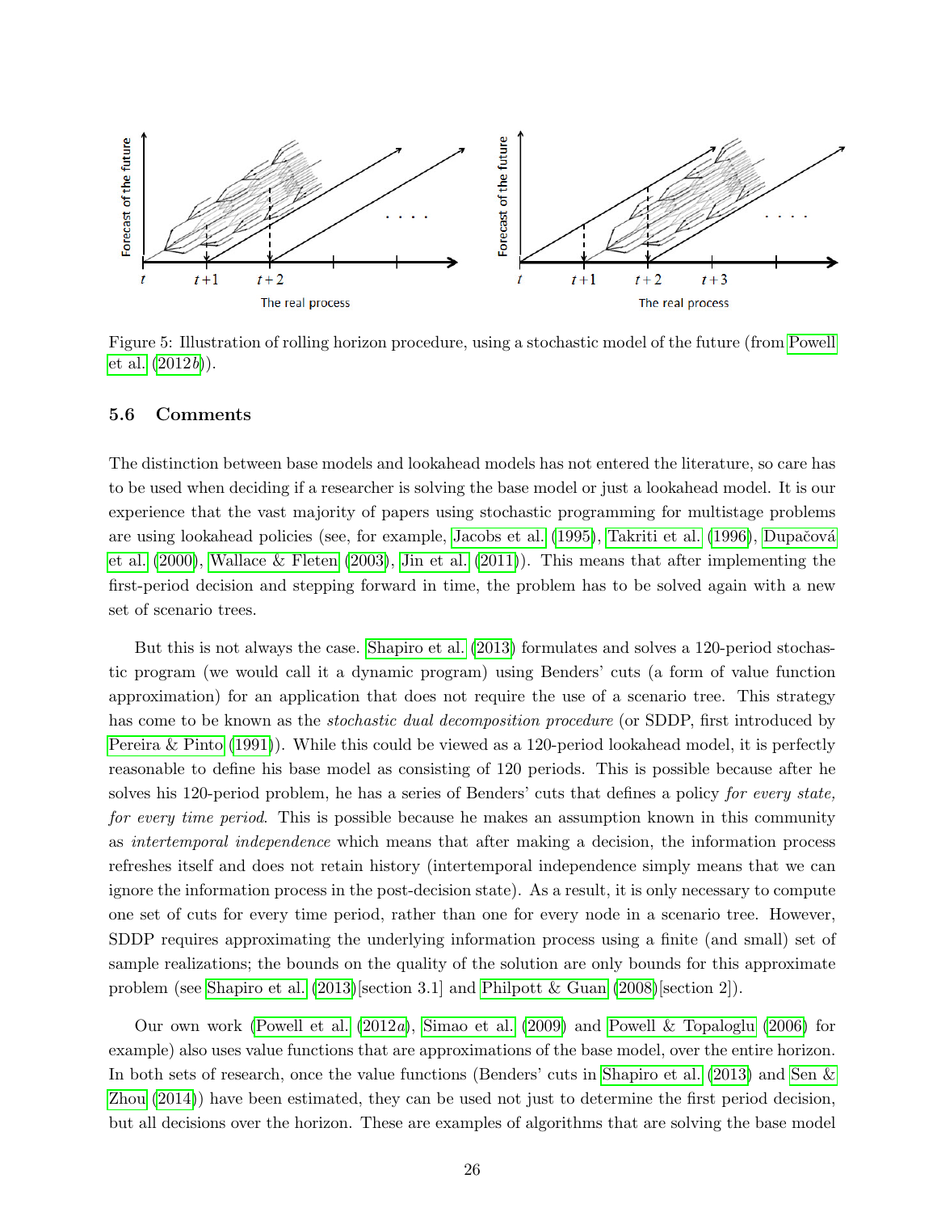Figure 5: Illustration of rolling horizon procedure, using a stochastic model of the future (from Powell et al. (2012*b*)).

### 5.6 Comments

The distinction between base models and lookahead models has not entered the literature, so care has to be used when deciding if a researcher is solving the base model or just a lookahead model. It is our experience that the vast majority of papers using stochastic programming for multistage problems are using lookahead policies (see, for example, Jacobs et al. (1995), Takriti et al. (1996), Dupačová et al. (2000), Wallace & Fleten (2003), Jin et al. (2011)). This means that after implementing the first-period decision and stepping forward in time, the problem has to be solved again with a new set of scenario trees.

But this is not always the case. Shapiro et al. (2013) formulates and solves a 120-period stochastic program (we would call it a dynamic program) using Benders' cuts (a form of value function approximation) for an application that does not require the use of a scenario tree. This strategy has come to be known as the *stochastic dual decomposition procedure* (or SDDP, first introduced by Pereira & Pinto (1991)). While this could be viewed as a 120-period lookahead model, it is perfectly reasonable to define his base model as consisting of 120 periods. This is possible because after he solves his 120-period problem, he has a series of Benders' cuts that defines a policy *for every state, for every time period*. This is possible because he makes an assumption known in this community as *intertemporal independence* which means that after making a decision, the information process refreshes itself and does not retain history (intertemporal independence simply means that we can ignore the information process in the post-decision state). As a result, it is only necessary to compute one set of cuts for every time period, rather than one for every node in a scenario tree. However, SDDP requires approximating the underlying information process using a finite (and small) set of sample realizations; the bounds on the quality of the solution are only bounds for this approximate problem (see Shapiro et al. (2013)[section 3.1] and Philpott & Guan (2008)[section 2]).

Our own work (Powell et al. (2012*a*), Simao et al. (2009) and Powell & Topaloglu (2006) for example) also uses value functions that are approximations of the base model, over the entire horizon. In both sets of research, once the value functions (Benders' cuts in Shapiro et al. (2013) and Sen & Zhou (2014)) have been estimated, they can be used not just to determine the first period decision, but all decisions over the horizon. These are examples of algorithms that are solving the base model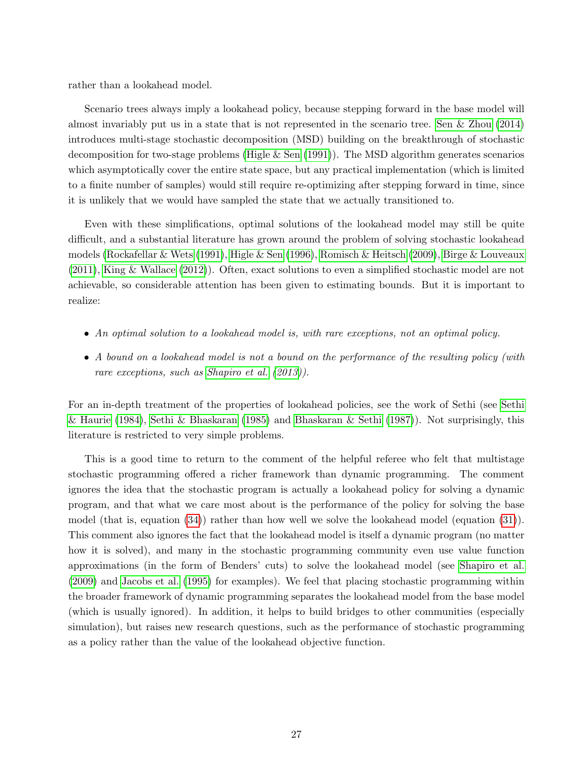rather than a lookahead model.

Scenario trees always imply a lookahead policy, because stepping forward in the base model will almost invariably put us in a state that is not represented in the scenario tree. Sen & Zhou (2014) introduces multi-stage stochastic decomposition (MSD) building on the breakthrough of stochastic decomposition for two-stage problems (Higle & Sen (1991)). The MSD algorithm generates scenarios which asymptotically cover the entire state space, but any practical implementation (which is limited to a finite number of samples) would still require re-optimizing after stepping forward in time, since it is unlikely that we would have sampled the state that we actually transitioned to.

Even with these simplifications, optimal solutions of the lookahead model may still be quite difficult, and a substantial literature has grown around the problem of solving stochastic lookahead models (Rockafellar & Wets (1991), Higle & Sen (1996), Romisch & Heitsch (2009), Birge & Louveaux (2011), King & Wallace (2012)). Often, exact solutions to even a simplified stochastic model are not achievable, so considerable attention has been given to estimating bounds. But it is important to realize:

- *An optimal solution to a lookahead model is, with rare exceptions, not an optimal policy.*
- *A bound on a lookahead model is not a bound on the performance of the resulting policy (with rare exceptions, such as Shapiro et al. (2013)).*

For an in-depth treatment of the properties of lookahead policies, see the work of Sethi (see Sethi & Haurie (1984), Sethi & Bhaskaran (1985) and Bhaskaran & Sethi (1987)). Not surprisingly, this literature is restricted to very simple problems.

This is a good time to return to the comment of the helpful referee who felt that multistage stochastic programming offered a richer framework than dynamic programming. The comment ignores the idea that the stochastic program is actually a lookahead policy for solving a dynamic program, and that what we care most about is the performance of the policy for solving the base model (that is, equation (34)) rather than how well we solve the lookahead model (equation (31)). This comment also ignores the fact that the lookahead model is itself a dynamic program (no matter how it is solved), and many in the stochastic programming community even use value function approximations (in the form of Benders' cuts) to solve the lookahead model (see Shapiro et al. (2009) and Jacobs et al. (1995) for examples). We feel that placing stochastic programming within the broader framework of dynamic programming separates the lookahead model from the base model (which is usually ignored). In addition, it helps to build bridges to other communities (especially simulation), but raises new research questions, such as the performance of stochastic programming as a policy rather than the value of the lookahead objective function.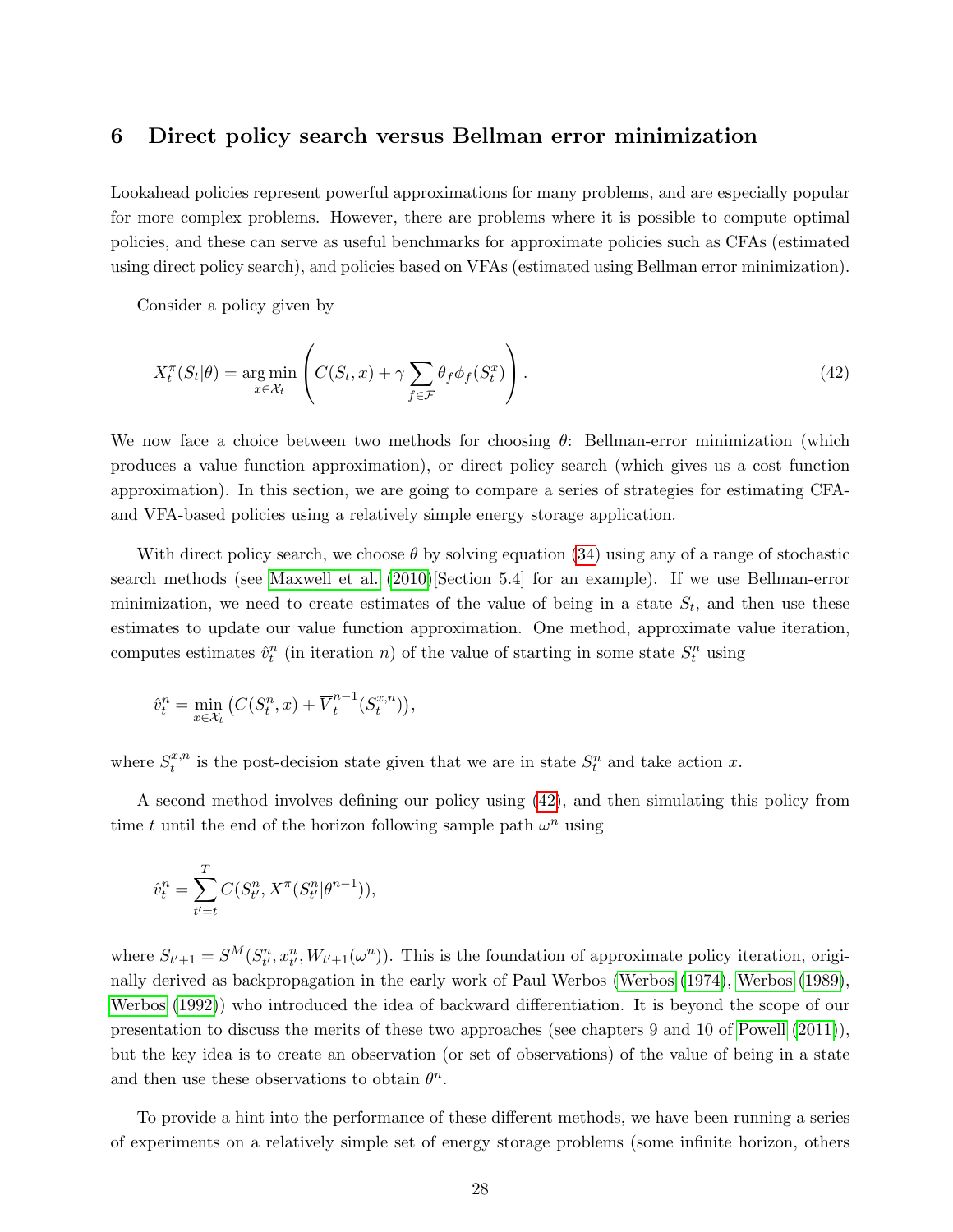## 6 Direct policy search versus Bellman error minimization

Lookahead policies represent powerful approximations for many problems, and are especially popular for more complex problems. However, there are problems where it is possible to compute optimal policies, and these can serve as useful benchmarks for approximate policies such as CFAs (estimated using direct policy search), and policies based on VFAs (estimated using Bellman error minimization).

Consider a policy given by

$$X_t^\pi(S_t|\theta) = \underset{x \in \mathcal{X}_t}{\arg\min} \left( C(S_t, x) + \gamma \sum_{f \in \mathcal{F}} \theta_f \phi_f(S_t^x) \right). \tag{42}$$

We now face a choice between two methods for choosing $\theta$: Bellman-error minimization (which produces a value function approximation), or direct policy search (which gives us a cost function approximation). In this section, we are going to compare a series of strategies for estimating CFA- and VFA-based policies using a relatively simple energy storage application.

With direct policy search, we choose $\theta$ by solving equation (34) using any of a range of stochastic search methods (see Maxwell et al. (2010)[Section 5.4] for an example). If we use Bellman-error minimization, we need to create estimates of the value of being in a state $S_t$, and then use these estimates to update our value function approximation. One method, approximate value iteration, computes estimates $\hat{v}_t^n$ (in iteration $n$) of the value of starting in some state $S_t^n$ using

$$\hat{v}_t^n = \min_{x \in \mathcal{X}_t} \left( C(S_t^n, x) + \overline{V}_t^{n-1}(S_t^{x,n}) \right),$$

where $S_t^{x,n}$ is the post-decision state given that we are in state $S_t^n$ and take action $x$.

A second method involves defining our policy using (42), and then simulating this policy from time $t$ until the end of the horizon following sample path $\omega^n$ using

$$\hat{v}_t^n = \sum_{t'=t}^{T} C(S_{t'}^n, X^\pi(S_{t'}^n|\theta^{n-1})),$$

where $S_{t'+1} = S^M(S_{t'}^n, x_{t'}^n, W_{t'+1}(\omega^n))$. This is the foundation of approximate policy iteration, originally derived as backpropagation in the early work of Paul Werbos (Werbos (1974), Werbos (1989), Werbos (1992)) who introduced the idea of backward differentiation. It is beyond the scope of our presentation to discuss the merits of these two approaches (see chapters 9 and 10 of Powell (2011)), but the key idea is to create an observation (or set of observations) of the value of being in a state and then use these observations to obtain $\theta^n$.

To provide a hint into the performance of these different methods, we have been running a series of experiments on a relatively simple set of energy storage problems (some infinite horizon, others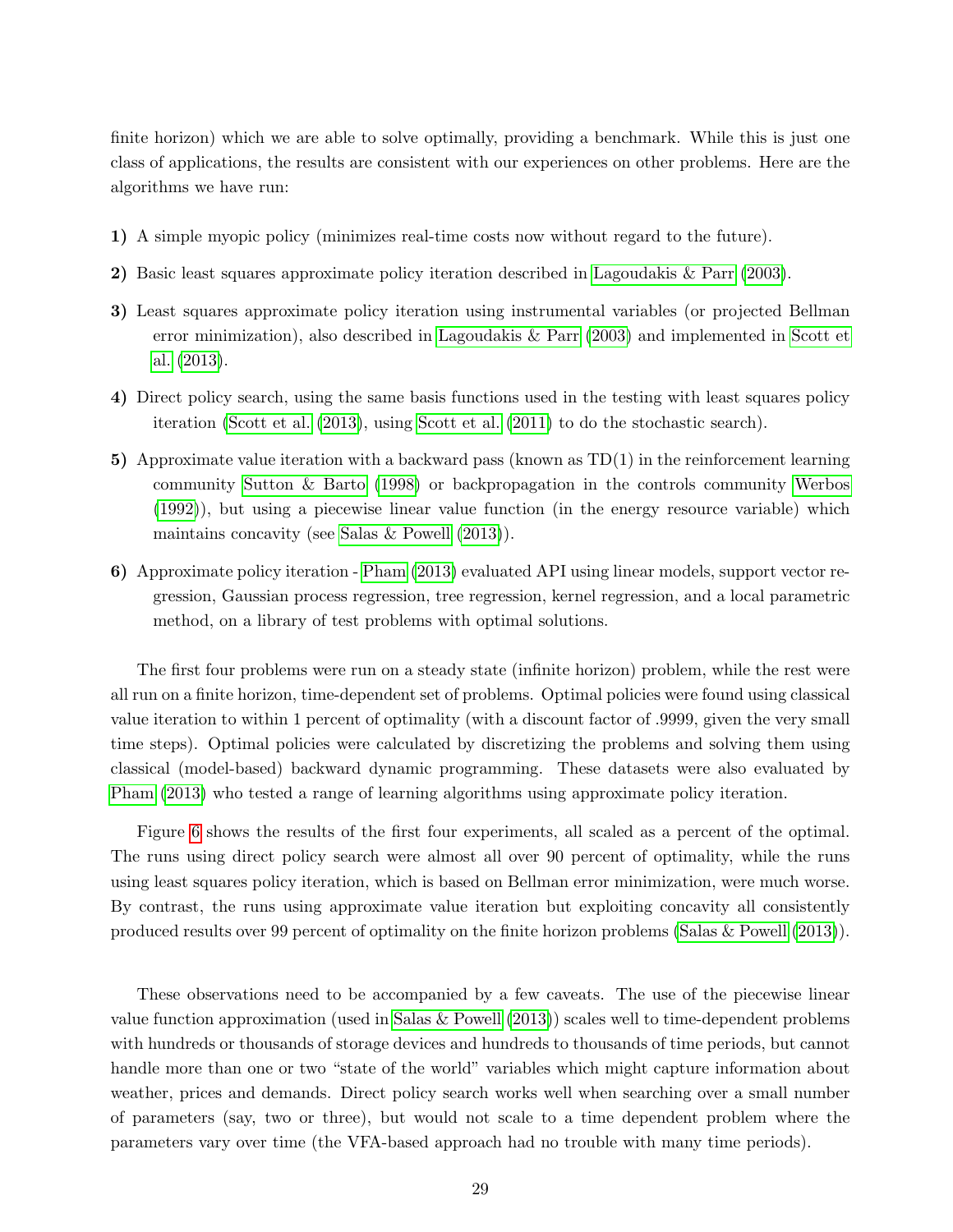finite horizon) which we are able to solve optimally, providing a benchmark. While this is just one class of applications, the results are consistent with our experiences on other problems. Here are the algorithms we have run:

**1)** A simple myopic policy (minimizes real-time costs now without regard to the future).

**2)** Basic least squares approximate policy iteration described in Lagoudakis & Parr (2003).

**3)** Least squares approximate policy iteration using instrumental variables (or projected Bellman error minimization), also described in Lagoudakis & Parr (2003) and implemented in Scott et al. (2013).

**4)** Direct policy search, using the same basis functions used in the testing with least squares policy iteration (Scott et al. (2013), using Scott et al. (2011) to do the stochastic search).

**5)** Approximate value iteration with a backward pass (known as TD(1) in the reinforcement learning community Sutton & Barto (1998) or backpropagation in the controls community Werbos (1992)), but using a piecewise linear value function (in the energy resource variable) which maintains concavity (see Salas & Powell (2013)).

**6)** Approximate policy iteration - Pham (2013) evaluated API using linear models, support vector regression, Gaussian process regression, tree regression, kernel regression, and a local parametric method, on a library of test problems with optimal solutions.

The first four problems were run on a steady state (infinite horizon) problem, while the rest were all run on a finite horizon, time-dependent set of problems. Optimal policies were found using classical value iteration to within 1 percent of optimality (with a discount factor of .9999, given the very small time steps). Optimal policies were calculated by discretizing the problems and solving them using classical (model-based) backward dynamic programming. These datasets were also evaluated by Pham (2013) who tested a range of learning algorithms using approximate policy iteration.

Figure 6 shows the results of the first four experiments, all scaled as a percent of the optimal. The runs using direct policy search were almost all over 90 percent of optimality, while the runs using least squares policy iteration, which is based on Bellman error minimization, were much worse. By contrast, the runs using approximate value iteration but exploiting concavity all consistently produced results over 99 percent of optimality on the finite horizon problems (Salas & Powell (2013)).

These observations need to be accompanied by a few caveats. The use of the piecewise linear value function approximation (used in Salas & Powell (2013)) scales well to time-dependent problems with hundreds or thousands of storage devices and hundreds to thousands of time periods, but cannot handle more than one or two "state of the world" variables which might capture information about weather, prices and demands. Direct policy search works well when searching over a small number of parameters (say, two or three), but would not scale to a time dependent problem where the parameters vary over time (the VFA-based approach had no trouble with many time periods).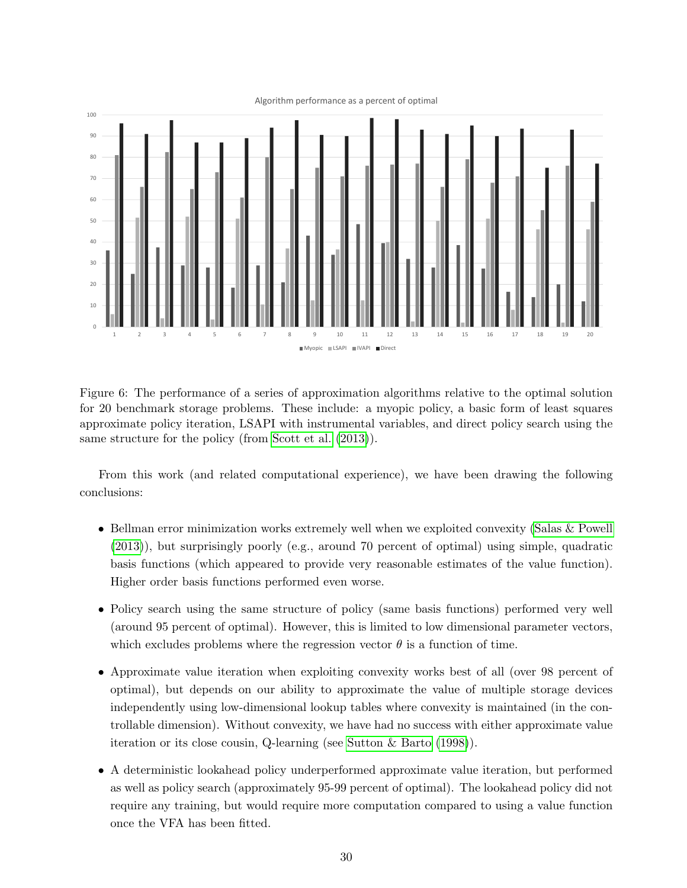Algorithm performance as a percent of optimal

Figure 6: The performance of a series of approximation algorithms relative to the optimal solution for 20 benchmark storage problems. These include: a myopic policy, a basic form of least squares approximate policy iteration, LSAPI with instrumental variables, and direct policy search using the same structure for the policy (from Scott et al. (2013)).

From this work (and related computational experience), we have been drawing the following conclusions:

- Bellman error minimization works extremely well when we exploited convexity (Salas & Powell (2013)), but surprisingly poorly (e.g., around 70 percent of optimal) using simple, quadratic basis functions (which appeared to provide very reasonable estimates of the value function). Higher order basis functions performed even worse.
- Policy search using the same structure of policy (same basis functions) performed very well (around 95 percent of optimal). However, this is limited to low dimensional parameter vectors, which excludes problems where the regression vector $\theta$ is a function of time.
- Approximate value iteration when exploiting convexity works best of all (over 98 percent of optimal), but depends on our ability to approximate the value of multiple storage devices independently using low-dimensional lookup tables where convexity is maintained (in the controllable dimension). Without convexity, we have had no success with either approximate value iteration or its close cousin, Q-learning (see Sutton & Barto (1998)).
- A deterministic lookahead policy underperformed approximate value iteration, but performed as well as policy search (approximately 95-99 percent of optimal). The lookahead policy did not require any training, but would require more computation compared to using a value function once the VFA has been fitted.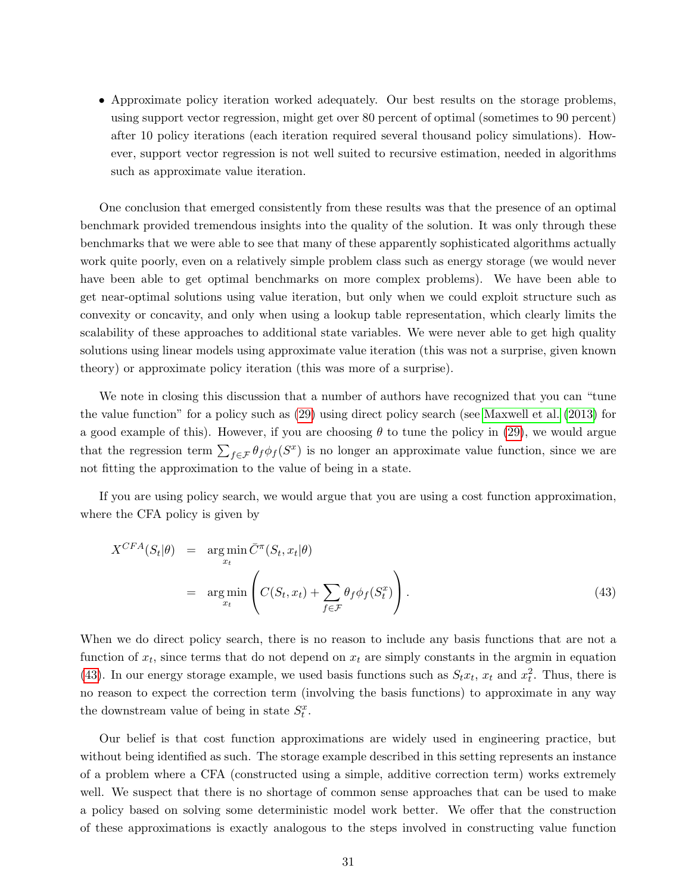- Approximate policy iteration worked adequately. Our best results on the storage problems, using support vector regression, might get over 80 percent of optimal (sometimes to 90 percent) after 10 policy iterations (each iteration required several thousand policy simulations). However, support vector regression is not well suited to recursive estimation, needed in algorithms such as approximate value iteration.

One conclusion that emerged consistently from these results was that the presence of an optimal benchmark provided tremendous insights into the quality of the solution. It was only through these benchmarks that we were able to see that many of these apparently sophisticated algorithms actually work quite poorly, even on a relatively simple problem class such as energy storage (we would never have been able to get optimal benchmarks on more complex problems). We have been able to get near-optimal solutions using value iteration, but only when we could exploit structure such as convexity or concavity, and only when using a lookup table representation, which clearly limits the scalability of these approaches to additional state variables. We were never able to get high quality solutions using linear models using approximate value iteration (this was not a surprise, given known theory) or approximate policy iteration (this was more of a surprise).

We note in closing this discussion that a number of authors have recognized that you can "tune the value function" for a policy such as (29) using direct policy search (see Maxwell et al. (2013) for a good example of this). However, if you are choosing $\theta$ to tune the policy in (29), we would argue that the regression term $\sum_{f \in \mathcal{F}} \theta_f \phi_f(S^x)$ is no longer an approximate value function, since we are not fitting the approximation to the value of being in a state.

If you are using policy search, we would argue that you are using a cost function approximation, where the CFA policy is given by

$$
\begin{aligned}
X^{CFA}(S_t|\theta) &= \arg\min_{x_t} \bar{C}^{\pi}(S_t, x_t|\theta) \\
&= \arg\min_{x_t} \left( C(S_t, x_t) + \sum_{f \in \mathcal{F}} \theta_f \phi_f(S_t^x) \right). \qquad (43)
\end{aligned}
$$

When we do direct policy search, there is no reason to include any basis functions that are not a function of $x_t$, since terms that do not depend on $x_t$ are simply constants in the argmin in equation (43). In our energy storage example, we used basis functions such as $S_t x_t$, $x_t$ and $x_t^2$. Thus, there is no reason to expect the correction term (involving the basis functions) to approximate in any way the downstream value of being in state $S_t^x$.

Our belief is that cost function approximations are widely used in engineering practice, but without being identified as such. The storage example described in this setting represents an instance of a problem where a CFA (constructed using a simple, additive correction term) works extremely well. We suspect that there is no shortage of common sense approaches that can be used to make a policy based on solving some deterministic model work better. We offer that the construction of these approximations is exactly analogous to the steps involved in constructing value function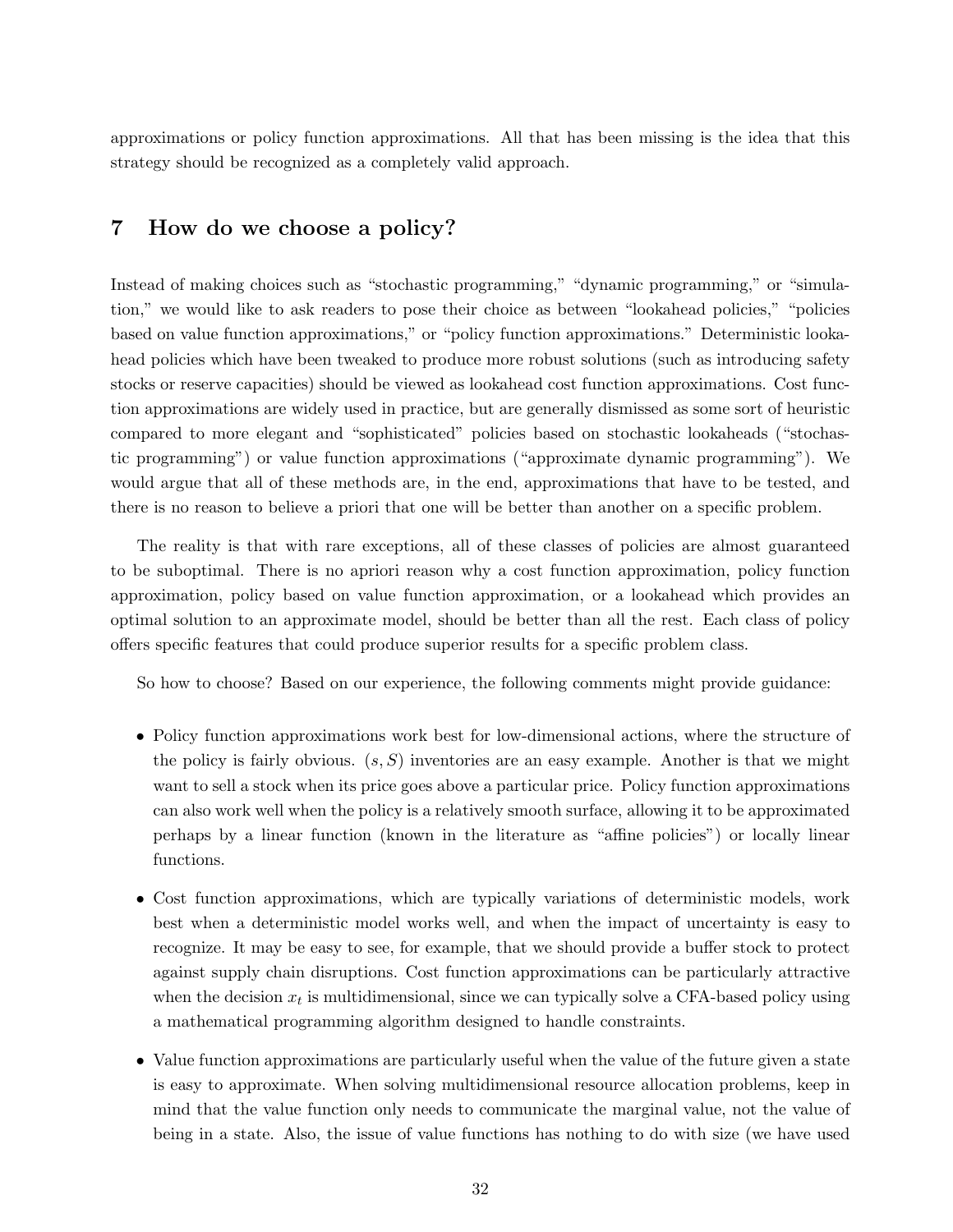approximations or policy function approximations. All that has been missing is the idea that this strategy should be recognized as a completely valid approach.

## 7 How do we choose a policy?

Instead of making choices such as "stochastic programming," "dynamic programming," or "simulation," we would like to ask readers to pose their choice as between "lookahead policies," "policies based on value function approximations," or "policy function approximations." Deterministic lookahead policies which have been tweaked to produce more robust solutions (such as introducing safety stocks or reserve capacities) should be viewed as lookahead cost function approximations. Cost function approximations are widely used in practice, but are generally dismissed as some sort of heuristic compared to more elegant and "sophisticated" policies based on stochastic lookaheads ("stochastic programming") or value function approximations ("approximate dynamic programming"). We would argue that all of these methods are, in the end, approximations that have to be tested, and there is no reason to believe a priori that one will be better than another on a specific problem.

The reality is that with rare exceptions, all of these classes of policies are almost guaranteed to be suboptimal. There is no apriori reason why a cost function approximation, policy function approximation, policy based on value function approximation, or a lookahead which provides an optimal solution to an approximate model, should be better than all the rest. Each class of policy offers specific features that could produce superior results for a specific problem class.

So how to choose? Based on our experience, the following comments might provide guidance:

- Policy function approximations work best for low-dimensional actions, where the structure of the policy is fairly obvious. $(s, S)$ inventories are an easy example. Another is that we might want to sell a stock when its price goes above a particular price. Policy function approximations can also work well when the policy is a relatively smooth surface, allowing it to be approximated perhaps by a linear function (known in the literature as "affine policies") or locally linear functions.

- Cost function approximations, which are typically variations of deterministic models, work best when a deterministic model works well, and when the impact of uncertainty is easy to recognize. It may be easy to see, for example, that we should provide a buffer stock to protect against supply chain disruptions. Cost function approximations can be particularly attractive when the decision $x_t$ is multidimensional, since we can typically solve a CFA-based policy using a mathematical programming algorithm designed to handle constraints.

- Value function approximations are particularly useful when the value of the future given a state is easy to approximate. When solving multidimensional resource allocation problems, keep in mind that the value function only needs to communicate the marginal value, not the value of being in a state. Also, the issue of value functions has nothing to do with size (we have used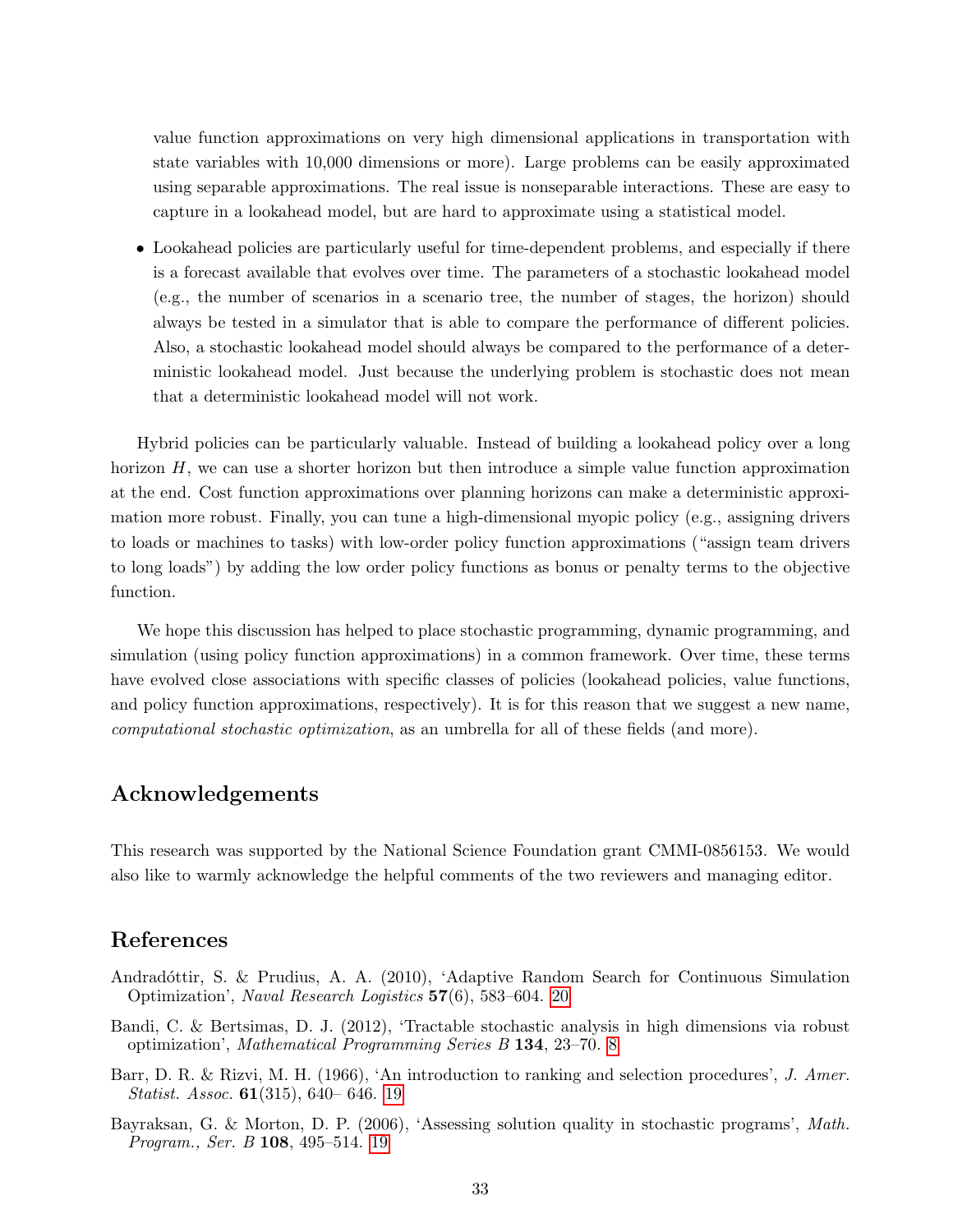value function approximations on very high dimensional applications in transportation with state variables with 10,000 dimensions or more). Large problems can be easily approximated using separable approximations. The real issue is nonseparable interactions. These are easy to capture in a lookahead model, but are hard to approximate using a statistical model.

- Lookahead policies are particularly useful for time-dependent problems, and especially if there is a forecast available that evolves over time. The parameters of a stochastic lookahead model (e.g., the number of scenarios in a scenario tree, the number of stages, the horizon) should always be tested in a simulator that is able to compare the performance of different policies. Also, a stochastic lookahead model should always be compared to the performance of a deterministic lookahead model. Just because the underlying problem is stochastic does not mean that a deterministic lookahead model will not work.

Hybrid policies can be particularly valuable. Instead of building a lookahead policy over a long horizon $H$, we can use a shorter horizon but then introduce a simple value function approximation at the end. Cost function approximations over planning horizons can make a deterministic approximation more robust. Finally, you can tune a high-dimensional myopic policy (e.g., assigning drivers to loads or machines to tasks) with low-order policy function approximations ("assign team drivers to long loads") by adding the low order policy functions as bonus or penalty terms to the objective function.

We hope this discussion has helped to place stochastic programming, dynamic programming, and simulation (using policy function approximations) in a common framework. Over time, these terms have evolved close associations with specific classes of policies (lookahead policies, value functions, and policy function approximations, respectively). It is for this reason that we suggest a new name, *computational stochastic optimization*, as an umbrella for all of these fields (and more).

## Acknowledgements

This research was supported by the National Science Foundation grant CMMI-0856153. We would also like to warmly acknowledge the helpful comments of the two reviewers and managing editor.

## References

Andradóttir, S. & Prudius, A. A. (2010), 'Adaptive Random Search for Continuous Simulation Optimization', *Naval Research Logistics* **57**(6), 583–604. 20

Bandi, C. & Bertsimas, D. J. (2012), 'Tractable stochastic analysis in high dimensions via robust optimization', *Mathematical Programming Series B* **134**, 23–70. 8

Barr, D. R. & Rizvi, M. H. (1966), 'An introduction to ranking and selection procedures', *J. Amer. Statist. Assoc.* **61**(315), 640– 646. 19

Bayraksan, G. & Morton, D. P. (2006), 'Assessing solution quality in stochastic programs', *Math. Program., Ser. B* **108**, 495–514. 19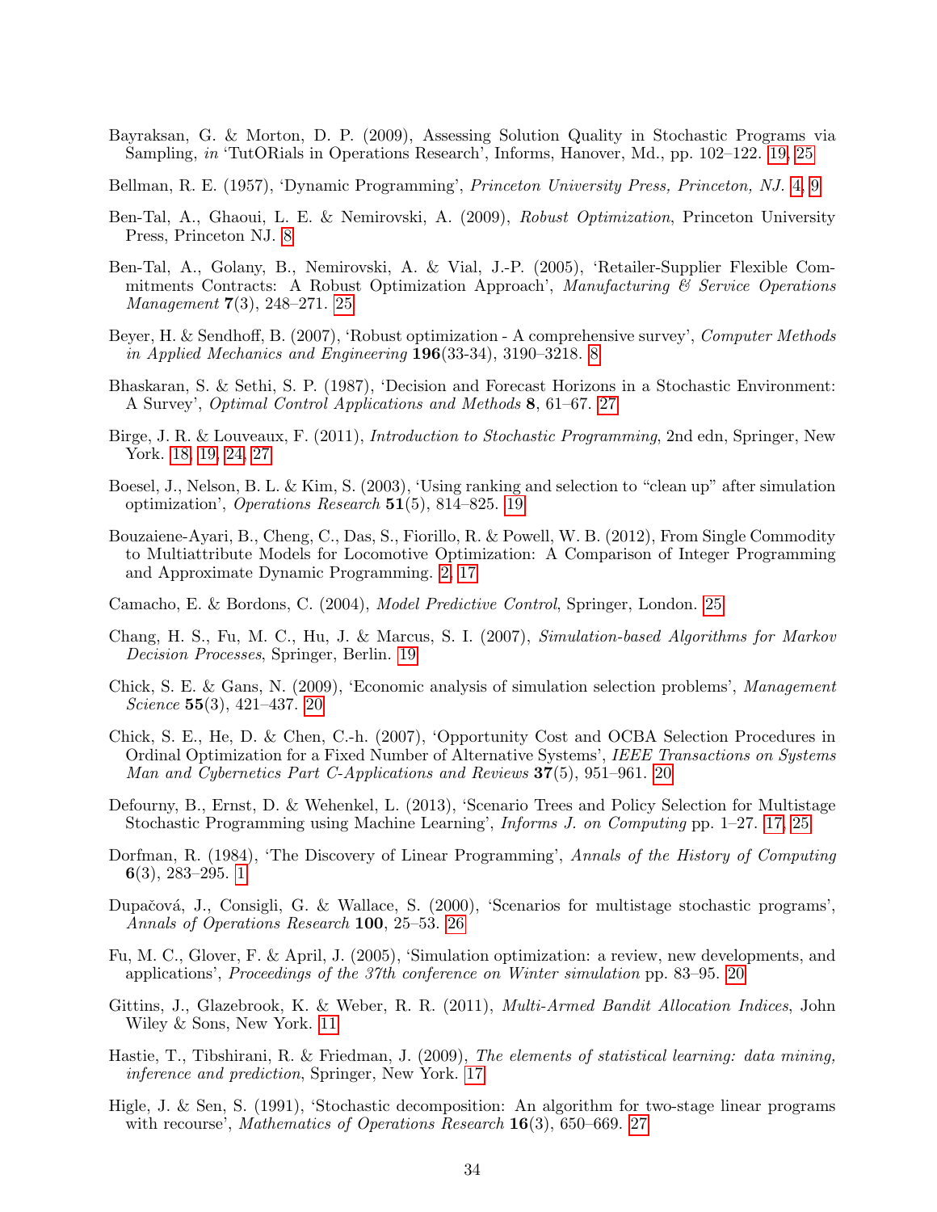Bayraksan, G. & Morton, D. P. (2009), Assessing Solution Quality in Stochastic Programs via Sampling, *in* 'TutORials in Operations Research', Informs, Hanover, Md., pp. 102–122. 19, 25

Bellman, R. E. (1957), 'Dynamic Programming', *Princeton University Press, Princeton, NJ.* 4, 9

Ben-Tal, A., Ghaoui, L. E. & Nemirovski, A. (2009), *Robust Optimization*, Princeton University Press, Princeton NJ. 8

Ben-Tal, A., Golany, B., Nemirovski, A. & Vial, J.-P. (2005), 'Retailer-Supplier Flexible Commitments Contracts: A Robust Optimization Approach', *Manufacturing & Service Operations Management* **7**(3), 248–271. 25

Beyer, H. & Sendhoff, B. (2007), 'Robust optimization - A comprehensive survey', *Computer Methods in Applied Mechanics and Engineering* **196**(33-34), 3190–3218. 8

Bhaskaran, S. & Sethi, S. P. (1987), 'Decision and Forecast Horizons in a Stochastic Environment: A Survey', *Optimal Control Applications and Methods* **8**, 61–67. 27

Birge, J. R. & Louveaux, F. (2011), *Introduction to Stochastic Programming*, 2nd edn, Springer, New York. 18, 19, 24, 27

Boesel, J., Nelson, B. L. & Kim, S. (2003), 'Using ranking and selection to "clean up" after simulation optimization', *Operations Research* **51**(5), 814–825. 19

Bouzaiene-Ayari, B., Cheng, C., Das, S., Fiorillo, R. & Powell, W. B. (2012), From Single Commodity to Multiattribute Models for Locomotive Optimization: A Comparison of Integer Programming and Approximate Dynamic Programming. 2, 17

Camacho, E. & Bordons, C. (2004), *Model Predictive Control*, Springer, London. 25

Chang, H. S., Fu, M. C., Hu, J. & Marcus, S. I. (2007), *Simulation-based Algorithms for Markov Decision Processes*, Springer, Berlin. 19

Chick, S. E. & Gans, N. (2009), 'Economic analysis of simulation selection problems', *Management Science* **55**(3), 421–437. 20

Chick, S. E., He, D. & Chen, C.-h. (2007), 'Opportunity Cost and OCBA Selection Procedures in Ordinal Optimization for a Fixed Number of Alternative Systems', *IEEE Transactions on Systems Man and Cybernetics Part C-Applications and Reviews* **37**(5), 951–961. 20

Defourny, B., Ernst, D. & Wehenkel, L. (2013), 'Scenario Trees and Policy Selection for Multistage Stochastic Programming using Machine Learning', *Informs J. on Computing* pp. 1–27. 17, 25

Dorfman, R. (1984), 'The Discovery of Linear Programming', *Annals of the History of Computing* **6**(3), 283–295. 1

Dupačová, J., Consigli, G. & Wallace, S. (2000), 'Scenarios for multistage stochastic programs', *Annals of Operations Research* **100**, 25–53. 26

Fu, M. C., Glover, F. & April, J. (2005), 'Simulation optimization: a review, new developments, and applications', *Proceedings of the 37th conference on Winter simulation* pp. 83–95. 20

Gittins, J., Glazebrook, K. & Weber, R. R. (2011), *Multi-Armed Bandit Allocation Indices*, John Wiley & Sons, New York. 11

Hastie, T., Tibshirani, R. & Friedman, J. (2009), *The elements of statistical learning: data mining, inference and prediction*, Springer, New York. 17

Higle, J. & Sen, S. (1991), 'Stochastic decomposition: An algorithm for two-stage linear programs with recourse', *Mathematics of Operations Research* **16**(3), 650–669. 27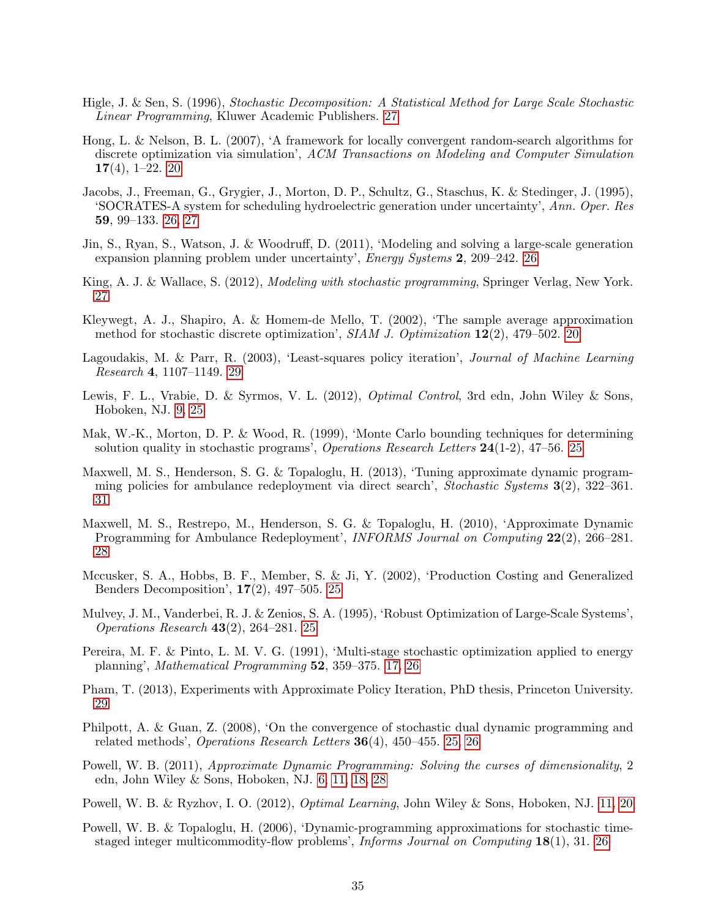Higle, J. & Sen, S. (1996), *Stochastic Decomposition: A Statistical Method for Large Scale Stochastic Linear Programming*, Kluwer Academic Publishers. 27

Hong, L. & Nelson, B. L. (2007), 'A framework for locally convergent random-search algorithms for discrete optimization via simulation', *ACM Transactions on Modeling and Computer Simulation* **17**(4), 1–22. 20

Jacobs, J., Freeman, G., Grygier, J., Morton, D. P., Schultz, G., Staschus, K. & Stedinger, J. (1995), 'SOCRATES-A system for scheduling hydroelectric generation under uncertainty', *Ann. Oper. Res* **59**, 99–133. 26, 27

Jin, S., Ryan, S., Watson, J. & Woodruff, D. (2011), 'Modeling and solving a large-scale generation expansion planning problem under uncertainty', *Energy Systems* **2**, 209–242. 26

King, A. J. & Wallace, S. (2012), *Modeling with stochastic programming*, Springer Verlag, New York. 27

Kleywegt, A. J., Shapiro, A. & Homem-de Mello, T. (2002), 'The sample average approximation method for stochastic discrete optimization', *SIAM J. Optimization* **12**(2), 479–502. 20

Lagoudakis, M. & Parr, R. (2003), 'Least-squares policy iteration', *Journal of Machine Learning Research* **4**, 1107–1149. 29

Lewis, F. L., Vrabie, D. & Syrmos, V. L. (2012), *Optimal Control*, 3rd edn, John Wiley & Sons, Hoboken, NJ. 9, 25

Mak, W.-K., Morton, D. P. & Wood, R. (1999), 'Monte Carlo bounding techniques for determining solution quality in stochastic programs', *Operations Research Letters* **24**(1-2), 47–56. 25

Maxwell, M. S., Henderson, S. G. & Topaloglu, H. (2013), 'Tuning approximate dynamic programming policies for ambulance redeployment via direct search', *Stochastic Systems* **3**(2), 322–361. 31

Maxwell, M. S., Restrepo, M., Henderson, S. G. & Topaloglu, H. (2010), 'Approximate Dynamic Programming for Ambulance Redeployment', *INFORMS Journal on Computing* **22**(2), 266–281. 28

Mccusker, S. A., Hobbs, B. F., Member, S. & Ji, Y. (2002), 'Production Costing and Generalized Benders Decomposition', **17**(2), 497–505. 25

Mulvey, J. M., Vanderbei, R. J. & Zenios, S. A. (1995), 'Robust Optimization of Large-Scale Systems', *Operations Research* **43**(2), 264–281. 25

Pereira, M. F. & Pinto, L. M. V. G. (1991), 'Multi-stage stochastic optimization applied to energy planning', *Mathematical Programming* **52**, 359–375. 17, 26

Pham, T. (2013), Experiments with Approximate Policy Iteration, PhD thesis, Princeton University. 29

Philpott, A. & Guan, Z. (2008), 'On the convergence of stochastic dual dynamic programming and related methods', *Operations Research Letters* **36**(4), 450–455. 25, 26

Powell, W. B. (2011), *Approximate Dynamic Programming: Solving the curses of dimensionality*, 2 edn, John Wiley & Sons, Hoboken, NJ. 6, 11, 18, 28

Powell, W. B. & Ryzhov, I. O. (2012), *Optimal Learning*, John Wiley & Sons, Hoboken, NJ. 11, 20

Powell, W. B. & Topaloglu, H. (2006), 'Dynamic-programming approximations for stochastic time-staged integer multicommodity-flow problems', *Informs Journal on Computing* **18**(1), 31. 26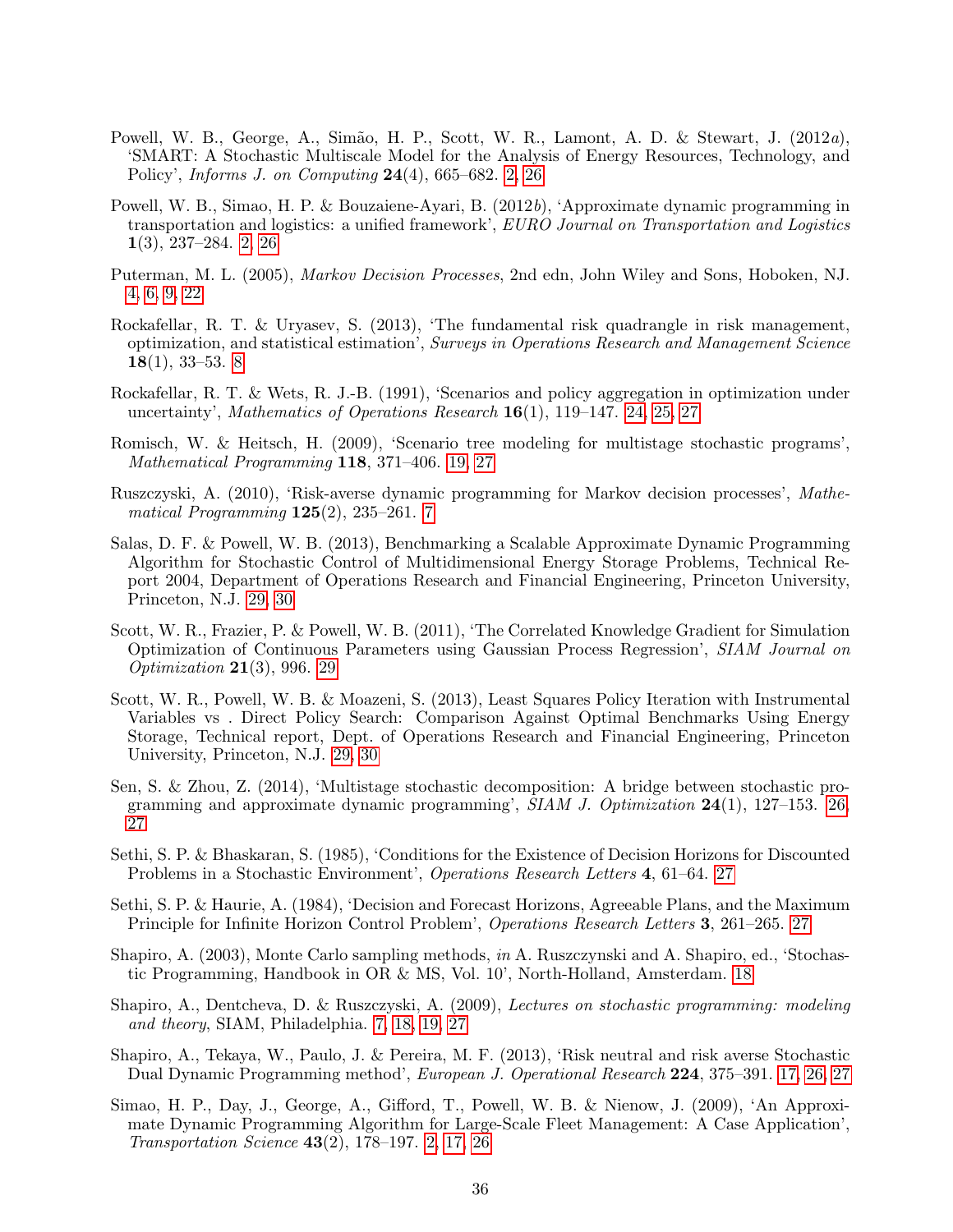Powell, W. B., George, A., Simão, H. P., Scott, W. R., Lamont, A. D. & Stewart, J. (2012*a*), 'SMART: A Stochastic Multiscale Model for the Analysis of Energy Resources, Technology, and Policy', *Informs J. on Computing* **24**(4), 665–682. 2, 26

Powell, W. B., Simao, H. P. & Bouzaiene-Ayari, B. (2012*b*), 'Approximate dynamic programming in transportation and logistics: a unified framework', *EURO Journal on Transportation and Logistics* **1**(3), 237–284. 2, 26

Puterman, M. L. (2005), *Markov Decision Processes*, 2nd edn, John Wiley and Sons, Hoboken, NJ. 4, 6, 9, 22

Rockafellar, R. T. & Uryasev, S. (2013), 'The fundamental risk quadrangle in risk management, optimization, and statistical estimation', *Surveys in Operations Research and Management Science* **18**(1), 33–53. 8

Rockafellar, R. T. & Wets, R. J.-B. (1991), 'Scenarios and policy aggregation in optimization under uncertainty', *Mathematics of Operations Research* **16**(1), 119–147. 24, 25, 27

Romisch, W. & Heitsch, H. (2009), 'Scenario tree modeling for multistage stochastic programs', *Mathematical Programming* **118**, 371–406. 19, 27

Ruszczyski, A. (2010), 'Risk-averse dynamic programming for Markov decision processes', *Mathematical Programming* **125**(2), 235–261. 7

Salas, D. F. & Powell, W. B. (2013), Benchmarking a Scalable Approximate Dynamic Programming Algorithm for Stochastic Control of Multidimensional Energy Storage Problems, Technical Report 2004, Department of Operations Research and Financial Engineering, Princeton University, Princeton, N.J. 29, 30

Scott, W. R., Frazier, P. & Powell, W. B. (2011), 'The Correlated Knowledge Gradient for Simulation Optimization of Continuous Parameters using Gaussian Process Regression', *SIAM Journal on Optimization* **21**(3), 996. 29

Scott, W. R., Powell, W. B. & Moazeni, S. (2013), Least Squares Policy Iteration with Instrumental Variables vs . Direct Policy Search: Comparison Against Optimal Benchmarks Using Energy Storage, Technical report, Dept. of Operations Research and Financial Engineering, Princeton University, Princeton, N.J. 29, 30

Sen, S. & Zhou, Z. (2014), 'Multistage stochastic decomposition: A bridge between stochastic programming and approximate dynamic programming', *SIAM J. Optimization* **24**(1), 127–153. 26, 27

Sethi, S. P. & Bhaskaran, S. (1985), 'Conditions for the Existence of Decision Horizons for Discounted Problems in a Stochastic Environment', *Operations Research Letters* **4**, 61–64. 27

Sethi, S. P. & Haurie, A. (1984), 'Decision and Forecast Horizons, Agreeable Plans, and the Maximum Principle for Infinite Horizon Control Problem', *Operations Research Letters* **3**, 261–265. 27

Shapiro, A. (2003), Monte Carlo sampling methods, *in* A. Ruszczynski and A. Shapiro, ed., 'Stochastic Programming, Handbook in OR & MS, Vol. 10', North-Holland, Amsterdam. 18

Shapiro, A., Dentcheva, D. & Ruszczyski, A. (2009), *Lectures on stochastic programming: modeling and theory*, SIAM, Philadelphia. 7, 18, 19, 27

Shapiro, A., Tekaya, W., Paulo, J. & Pereira, M. F. (2013), 'Risk neutral and risk averse Stochastic Dual Dynamic Programming method', *European J. Operational Research* **224**, 375–391. 17, 26, 27

Simao, H. P., Day, J., George, A., Gifford, T., Powell, W. B. & Nienow, J. (2009), 'An Approximate Dynamic Programming Algorithm for Large-Scale Fleet Management: A Case Application', *Transportation Science* **43**(2), 178–197. 2, 17, 26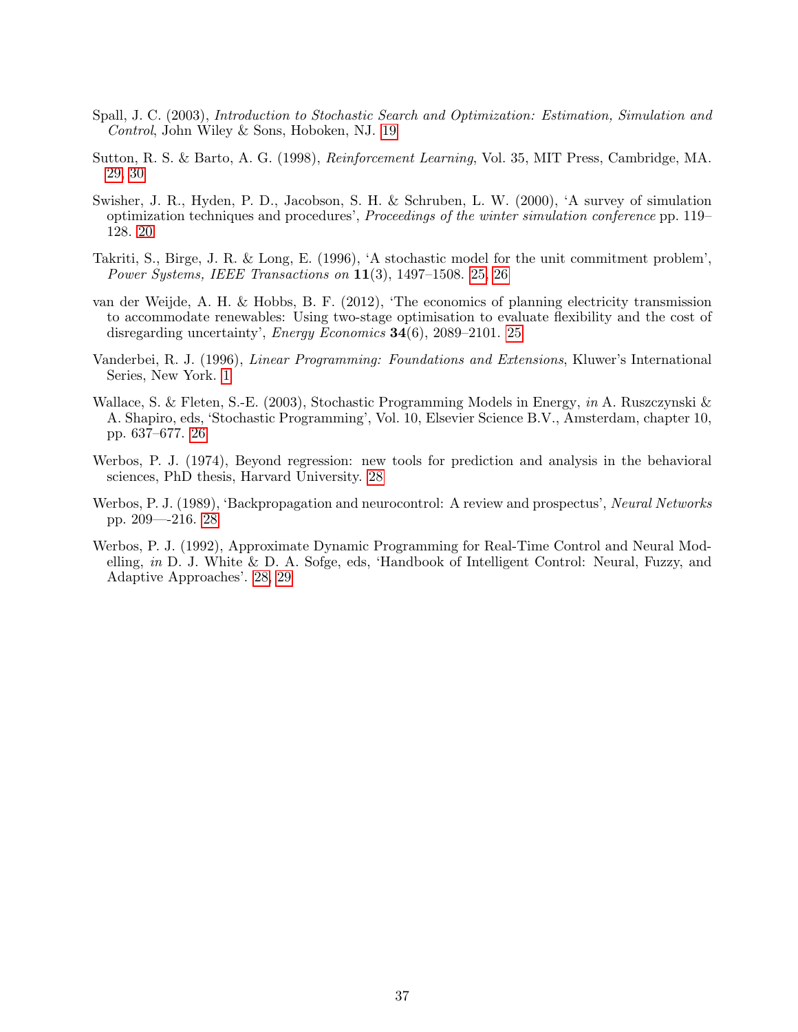Spall, J. C. (2003), *Introduction to Stochastic Search and Optimization: Estimation, Simulation and Control*, John Wiley & Sons, Hoboken, NJ. 19

Sutton, R. S. & Barto, A. G. (1998), *Reinforcement Learning*, Vol. 35, MIT Press, Cambridge, MA. 29, 30

Swisher, J. R., Hyden, P. D., Jacobson, S. H. & Schruben, L. W. (2000), 'A survey of simulation optimization techniques and procedures', *Proceedings of the winter simulation conference* pp. 119–128. 20

Takriti, S., Birge, J. R. & Long, E. (1996), 'A stochastic model for the unit commitment problem', *Power Systems, IEEE Transactions on* **11**(3), 1497–1508. 25, 26

van der Weijde, A. H. & Hobbs, B. F. (2012), 'The economics of planning electricity transmission to accommodate renewables: Using two-stage optimisation to evaluate flexibility and the cost of disregarding uncertainty', *Energy Economics* **34**(6), 2089–2101. 25

Vanderbei, R. J. (1996), *Linear Programming: Foundations and Extensions*, Kluwer's International Series, New York. 1

Wallace, S. & Fleten, S.-E. (2003), Stochastic Programming Models in Energy, *in* A. Ruszczynski & A. Shapiro, eds, 'Stochastic Programming', Vol. 10, Elsevier Science B.V., Amsterdam, chapter 10, pp. 637–677. 26

Werbos, P. J. (1974), Beyond regression: new tools for prediction and analysis in the behavioral sciences, PhD thesis, Harvard University. 28

Werbos, P. J. (1989), 'Backpropagation and neurocontrol: A review and prospectus', *Neural Networks* pp. 209—-216. 28

Werbos, P. J. (1992), Approximate Dynamic Programming for Real-Time Control and Neural Modelling, *in* D. J. White & D. A. Sofge, eds, 'Handbook of Intelligent Control: Neural, Fuzzy, and Adaptive Approaches'. 28, 29